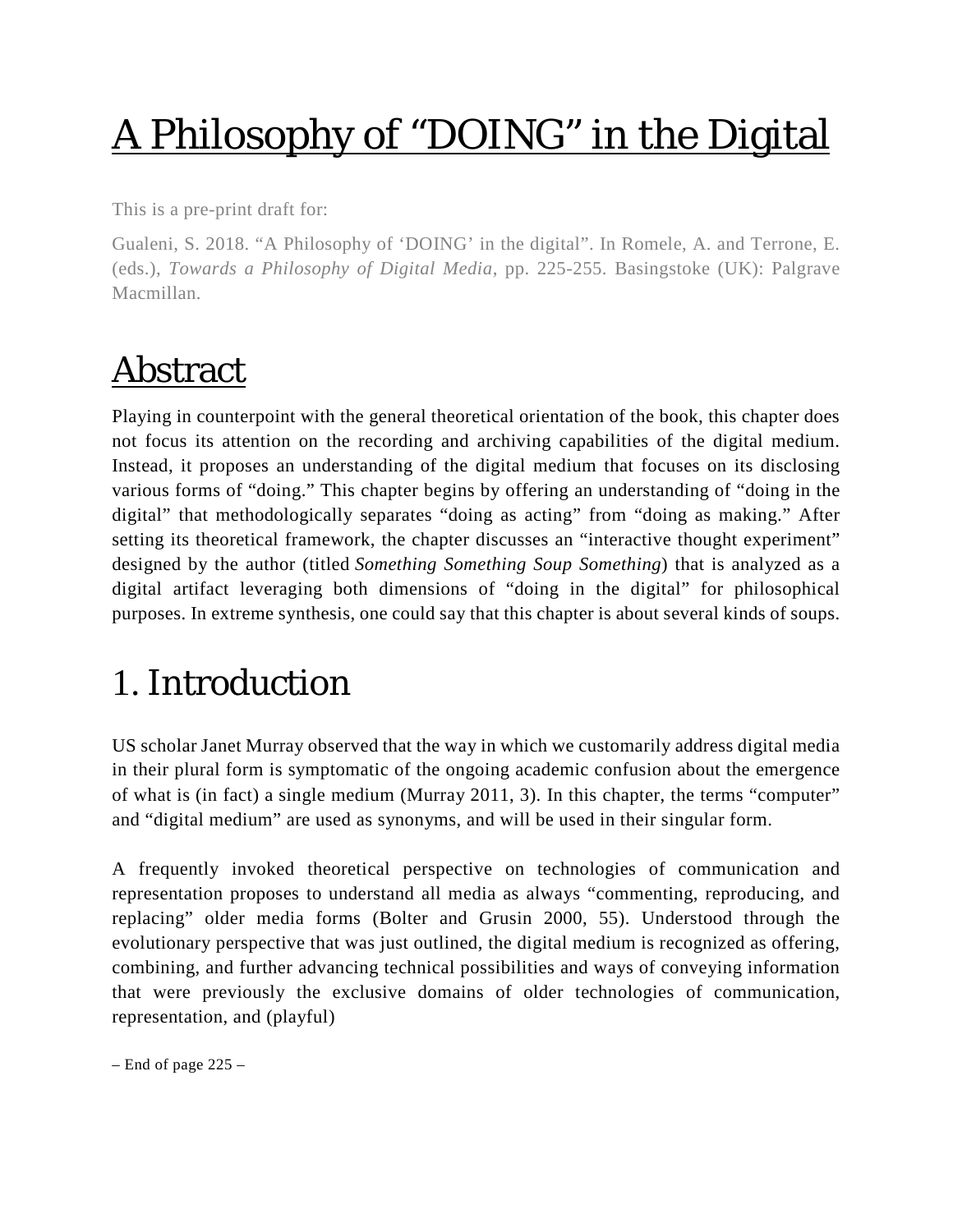# A Philosophy of "DOING" in the Digital

This is a pre-print draft for:

Gualeni, S. 2018. "A Philosophy of 'DOING' in the digital". In Romele, A. and Terrone, E. (eds.), *Towards a Philosophy of Digital Media*, pp. 225-255. Basingstoke (UK): Palgrave Macmillan.

## Abstract

Playing in counterpoint with the general theoretical orientation of the book, this chapter does not focus its attention on the recording and archiving capabilities of the digital medium. Instead, it proposes an understanding of the digital medium that focuses on its disclosing various forms of "doing." This chapter begins by offering an understanding of "doing in the digital" that methodologically separates "doing as acting" from "doing as making." After setting its theoretical framework, the chapter discusses an "interactive thought experiment" designed by the author (titled *Something Something Soup Something*) that is analyzed as a digital artifact leveraging both dimensions of "doing in the digital" for philosophical purposes. In extreme synthesis, one could say that this chapter is about several kinds of soups.

## 1. Introduction

US scholar Janet Murray observed that the way in which we customarily address digital media in their plural form is symptomatic of the ongoing academic confusion about the emergence of what is (in fact) a single medium (Murray 2011, 3). In this chapter, the terms "computer" and "digital medium" are used as synonyms, and will be used in their singular form.

A frequently invoked theoretical perspective on technologies of communication and representation proposes to understand all media as always "commenting, reproducing, and replacing" older media forms (Bolter and Grusin 2000, 55). Understood through the evolutionary perspective that was just outlined, the digital medium is recognized as offering, combining, and further advancing technical possibilities and ways of conveying information that were previously the exclusive domains of older technologies of communication, representation, and (playful)

– End of page 225 –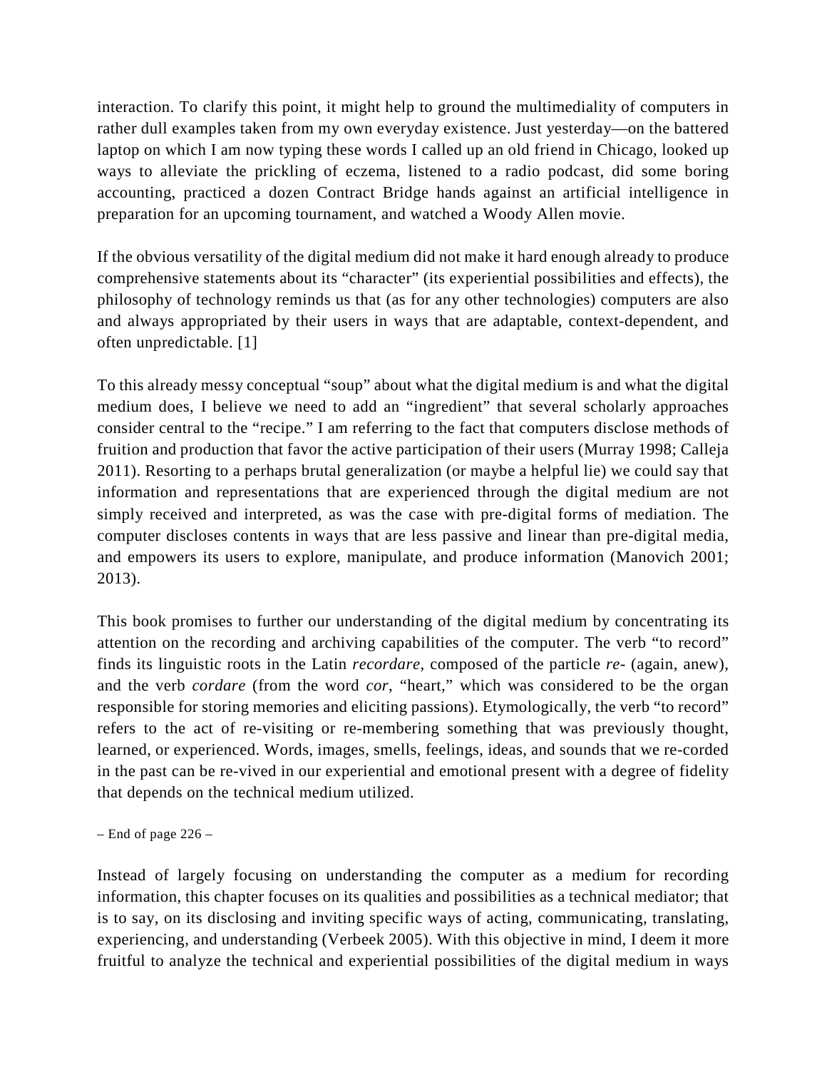interaction. To clarify this point, it might help to ground the multimediality of computers in rather dull examples taken from my own everyday existence. Just yesterday—on the battered laptop on which I am now typing these words I called up an old friend in Chicago, looked up ways to alleviate the prickling of eczema, listened to a radio podcast, did some boring accounting, practiced a dozen Contract Bridge hands against an artificial intelligence in preparation for an upcoming tournament, and watched a Woody Allen movie.

If the obvious versatility of the digital medium did not make it hard enough already to produce comprehensive statements about its "character" (its experiential possibilities and effects), the philosophy of technology reminds us that (as for any other technologies) computers are also and always appropriated by their users in ways that are adaptable, context-dependent, and often unpredictable. [1]

To this already messy conceptual "soup" about what the digital medium is and what the digital medium does, I believe we need to add an "ingredient" that several scholarly approaches consider central to the "recipe." I am referring to the fact that computers disclose methods of fruition and production that favor the active participation of their users (Murray 1998; Calleja 2011). Resorting to a perhaps brutal generalization (or maybe a helpful lie) we could say that information and representations that are experienced through the digital medium are not simply received and interpreted, as was the case with pre-digital forms of mediation. The computer discloses contents in ways that are less passive and linear than pre-digital media, and empowers its users to explore, manipulate, and produce information (Manovich 2001; 2013).

This book promises to further our understanding of the digital medium by concentrating its attention on the recording and archiving capabilities of the computer. The verb "to record" finds its linguistic roots in the Latin *recordare*, composed of the particle *re-* (again, anew), and the verb *cordare* (from the word *cor*, "heart," which was considered to be the organ responsible for storing memories and eliciting passions). Etymologically, the verb "to record" refers to the act of re-visiting or re-membering something that was previously thought, learned, or experienced. Words, images, smells, feelings, ideas, and sounds that we re-corded in the past can be re-vived in our experiential and emotional present with a degree of fidelity that depends on the technical medium utilized.

– End of page 226 –

Instead of largely focusing on understanding the computer as a medium for recording information, this chapter focuses on its qualities and possibilities as a technical mediator; that is to say, on its disclosing and inviting specific ways of acting, communicating, translating, experiencing, and understanding (Verbeek 2005). With this objective in mind, I deem it more fruitful to analyze the technical and experiential possibilities of the digital medium in ways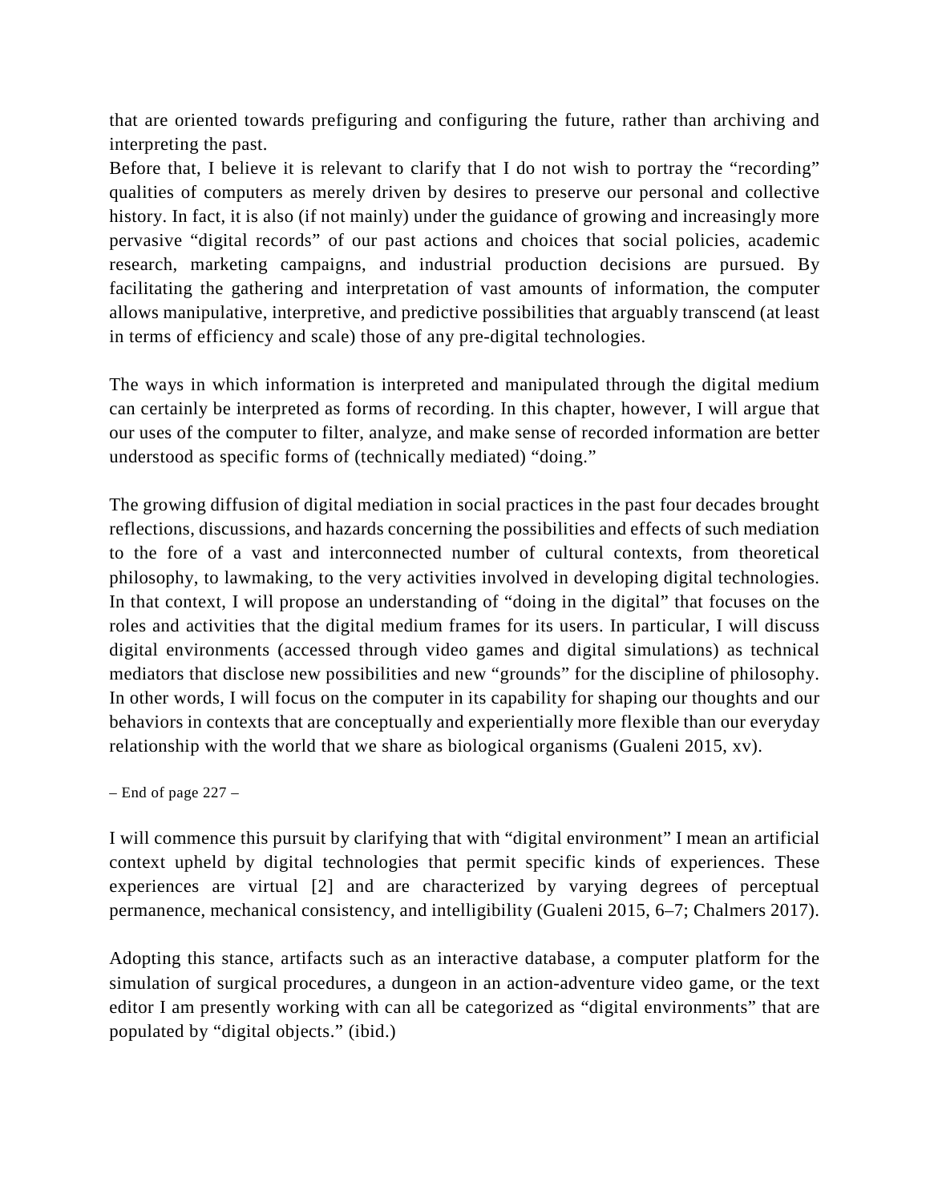that are oriented towards prefiguring and configuring the future, rather than archiving and interpreting the past.

Before that, I believe it is relevant to clarify that I do not wish to portray the "recording" qualities of computers as merely driven by desires to preserve our personal and collective history. In fact, it is also (if not mainly) under the guidance of growing and increasingly more pervasive "digital records" of our past actions and choices that social policies, academic research, marketing campaigns, and industrial production decisions are pursued. By facilitating the gathering and interpretation of vast amounts of information, the computer allows manipulative, interpretive, and predictive possibilities that arguably transcend (at least in terms of efficiency and scale) those of any pre-digital technologies.

The ways in which information is interpreted and manipulated through the digital medium can certainly be interpreted as forms of recording. In this chapter, however, I will argue that our uses of the computer to filter, analyze, and make sense of recorded information are better understood as specific forms of (technically mediated) "doing."

The growing diffusion of digital mediation in social practices in the past four decades brought reflections, discussions, and hazards concerning the possibilities and effects of such mediation to the fore of a vast and interconnected number of cultural contexts, from theoretical philosophy, to lawmaking, to the very activities involved in developing digital technologies. In that context, I will propose an understanding of "doing in the digital" that focuses on the roles and activities that the digital medium frames for its users. In particular, I will discuss digital environments (accessed through video games and digital simulations) as technical mediators that disclose new possibilities and new "grounds" for the discipline of philosophy. In other words, I will focus on the computer in its capability for shaping our thoughts and our behaviors in contexts that are conceptually and experientially more flexible than our everyday relationship with the world that we share as biological organisms (Gualeni 2015, xv).

– End of page 227 –

I will commence this pursuit by clarifying that with "digital environment" I mean an artificial context upheld by digital technologies that permit specific kinds of experiences. These experiences are virtual [2] and are characterized by varying degrees of perceptual permanence, mechanical consistency, and intelligibility (Gualeni 2015, 6–7; Chalmers 2017).

Adopting this stance, artifacts such as an interactive database, a computer platform for the simulation of surgical procedures, a dungeon in an action-adventure video game, or the text editor I am presently working with can all be categorized as "digital environments" that are populated by "digital objects." (ibid.)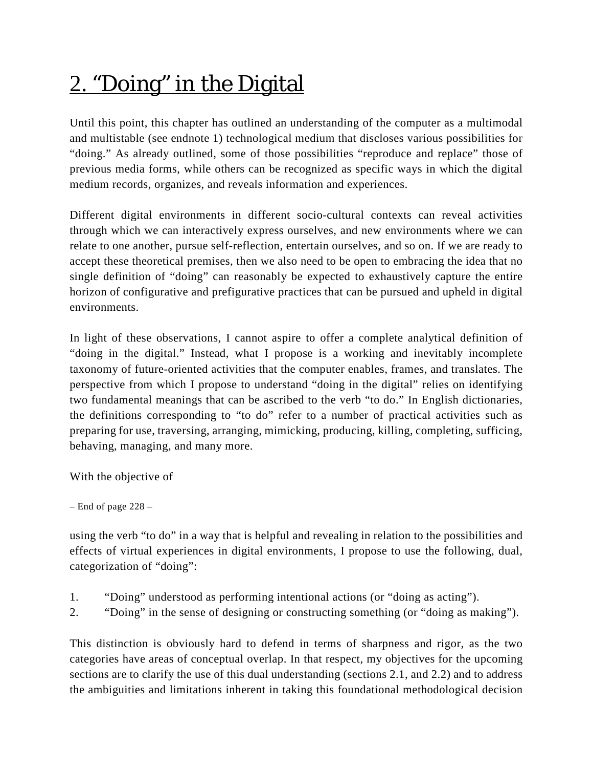## 2. "Doing" in the Digital

Until this point, this chapter has outlined an understanding of the computer as a multimodal and multistable (see endnote 1) technological medium that discloses various possibilities for "doing." As already outlined, some of those possibilities "reproduce and replace" those of previous media forms, while others can be recognized as specific ways in which the digital medium records, organizes, and reveals information and experiences.

Different digital environments in different socio-cultural contexts can reveal activities through which we can interactively express ourselves, and new environments where we can relate to one another, pursue self-reflection, entertain ourselves, and so on. If we are ready to accept these theoretical premises, then we also need to be open to embracing the idea that no single definition of "doing" can reasonably be expected to exhaustively capture the entire horizon of configurative and prefigurative practices that can be pursued and upheld in digital environments.

In light of these observations, I cannot aspire to offer a complete analytical definition of "doing in the digital." Instead, what I propose is a working and inevitably incomplete taxonomy of future-oriented activities that the computer enables, frames, and translates. The perspective from which I propose to understand "doing in the digital" relies on identifying two fundamental meanings that can be ascribed to the verb "to do." In English dictionaries, the definitions corresponding to "to do" refer to a number of practical activities such as preparing for use, traversing, arranging, mimicking, producing, killing, completing, sufficing, behaving, managing, and many more.

With the objective of

– End of page 228 –

using the verb "to do" in a way that is helpful and revealing in relation to the possibilities and effects of virtual experiences in digital environments, I propose to use the following, dual, categorization of "doing":

1. "Doing" understood as performing intentional actions (or "doing as acting").
2. "Doing" in the sense of designing or constructing something (or "doing as making").

This distinction is obviously hard to defend in terms of sharpness and rigor, as the two categories have areas of conceptual overlap. In that respect, my objectives for the upcoming sections are to clarify the use of this dual understanding (sections 2.1, and 2.2) and to address the ambiguities and limitations inherent in taking this foundational methodological decision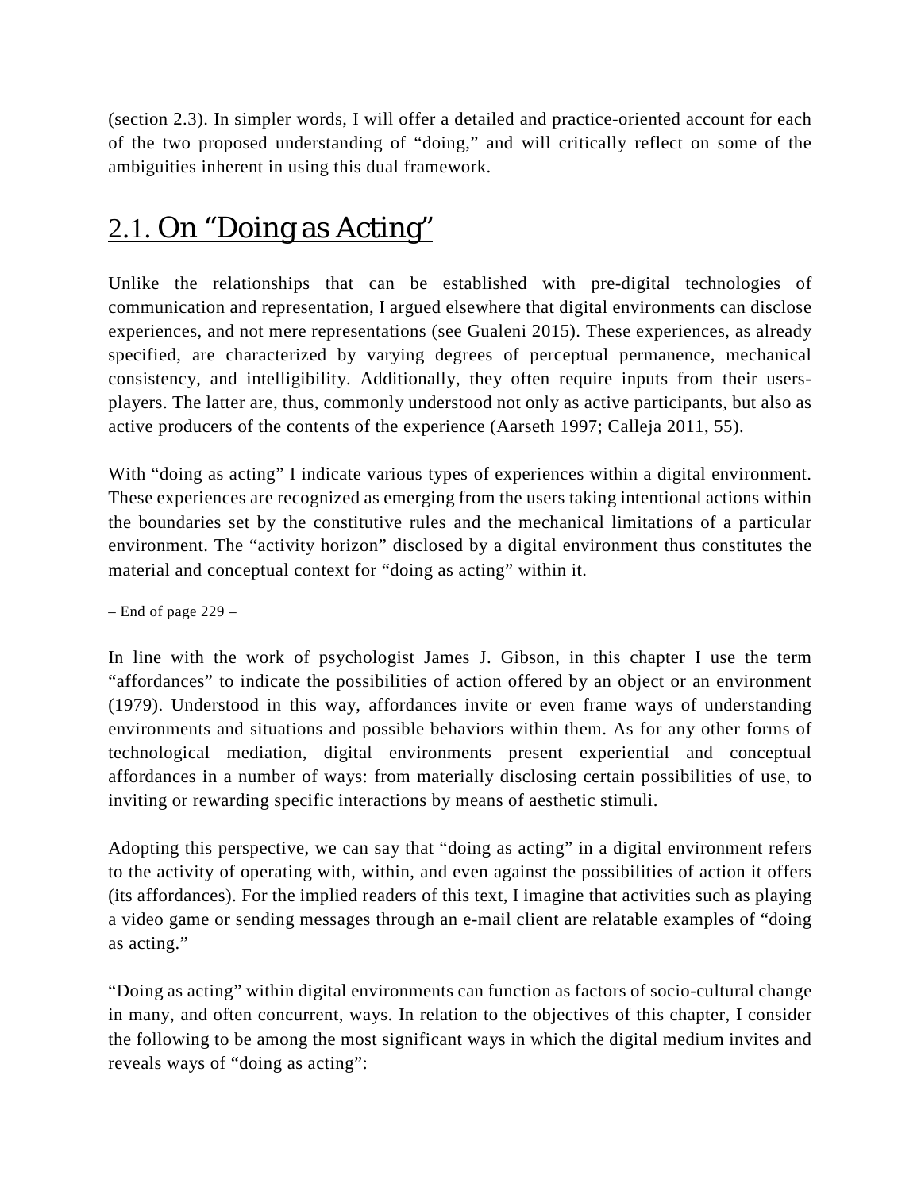(section 2.3). In simpler words, I will offer a detailed and practice-oriented account for each of the two proposed understanding of "doing," and will critically reflect on some of the ambiguities inherent in using this dual framework.

## 2.1. On "Doing as Acting"

Unlike the relationships that can be established with pre-digital technologies of communication and representation, I argued elsewhere that digital environments can disclose experiences, and not mere representations (see Gualeni 2015). These experiences, as already specified, are characterized by varying degrees of perceptual permanence, mechanical consistency, and intelligibility. Additionally, they often require inputs from their users-players. The latter are, thus, commonly understood not only as active participants, but also as active producers of the contents of the experience (Aarseth 1997; Calleja 2011, 55).

With "doing as acting" I indicate various types of experiences within a digital environment. These experiences are recognized as emerging from the users taking intentional actions within the boundaries set by the constitutive rules and the mechanical limitations of a particular environment. The "activity horizon" disclosed by a digital environment thus constitutes the material and conceptual context for "doing as acting" within it.

– End of page 229 –

In line with the work of psychologist James J. Gibson, in this chapter I use the term "affordances" to indicate the possibilities of action offered by an object or an environment (1979). Understood in this way, affordances invite or even frame ways of understanding environments and situations and possible behaviors within them. As for any other forms of technological mediation, digital environments present experiential and conceptual affordances in a number of ways: from materially disclosing certain possibilities of use, to inviting or rewarding specific interactions by means of aesthetic stimuli.

Adopting this perspective, we can say that "doing as acting" in a digital environment refers to the activity of operating with, within, and even against the possibilities of action it offers (its affordances). For the implied readers of this text, I imagine that activities such as playing a video game or sending messages through an e-mail client are relatable examples of "doing as acting."

"Doing as acting" within digital environments can function as factors of socio-cultural change in many, and often concurrent, ways. In relation to the objectives of this chapter, I consider the following to be among the most significant ways in which the digital medium invites and reveals ways of "doing as acting":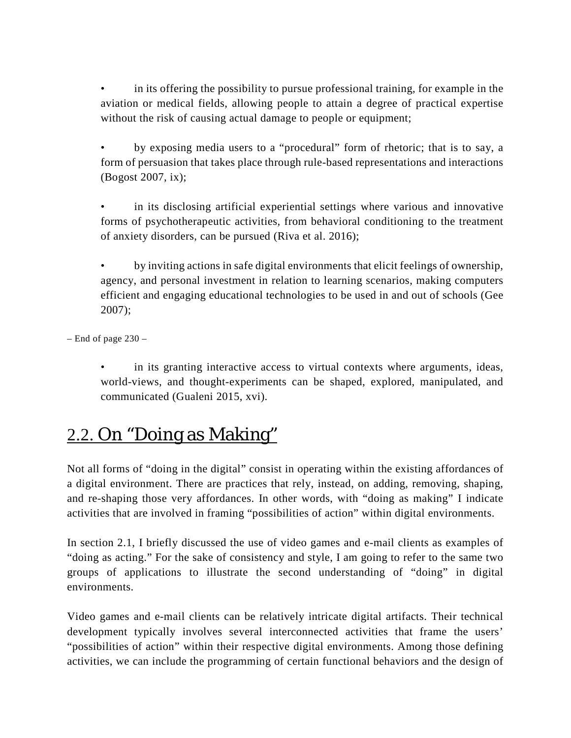- in its offering the possibility to pursue professional training, for example in the aviation or medical fields, allowing people to attain a degree of practical expertise without the risk of causing actual damage to people or equipment;

- by exposing media users to a "procedural" form of rhetoric; that is to say, a form of persuasion that takes place through rule-based representations and interactions (Bogost 2007, ix);

- in its disclosing artificial experiential settings where various and innovative forms of psychotherapeutic activities, from behavioral conditioning to the treatment of anxiety disorders, can be pursued (Riva et al. 2016);

- by inviting actions in safe digital environments that elicit feelings of ownership, agency, and personal investment in relation to learning scenarios, making computers efficient and engaging educational technologies to be used in and out of schools (Gee 2007);

– End of page 230 –

- in its granting interactive access to virtual contexts where arguments, ideas, world-views, and thought-experiments can be shaped, explored, manipulated, and communicated (Gualeni 2015, xvi).

## 2.2. On "Doing as Making"

Not all forms of "doing in the digital" consist in operating within the existing affordances of a digital environment. There are practices that rely, instead, on adding, removing, shaping, and re-shaping those very affordances. In other words, with "doing as making" I indicate activities that are involved in framing "possibilities of action" within digital environments.

In section 2.1, I briefly discussed the use of video games and e-mail clients as examples of "doing as acting." For the sake of consistency and style, I am going to refer to the same two groups of applications to illustrate the second understanding of "doing" in digital environments.

Video games and e-mail clients can be relatively intricate digital artifacts. Their technical development typically involves several interconnected activities that frame the users' "possibilities of action" within their respective digital environments. Among those defining activities, we can include the programming of certain functional behaviors and the design of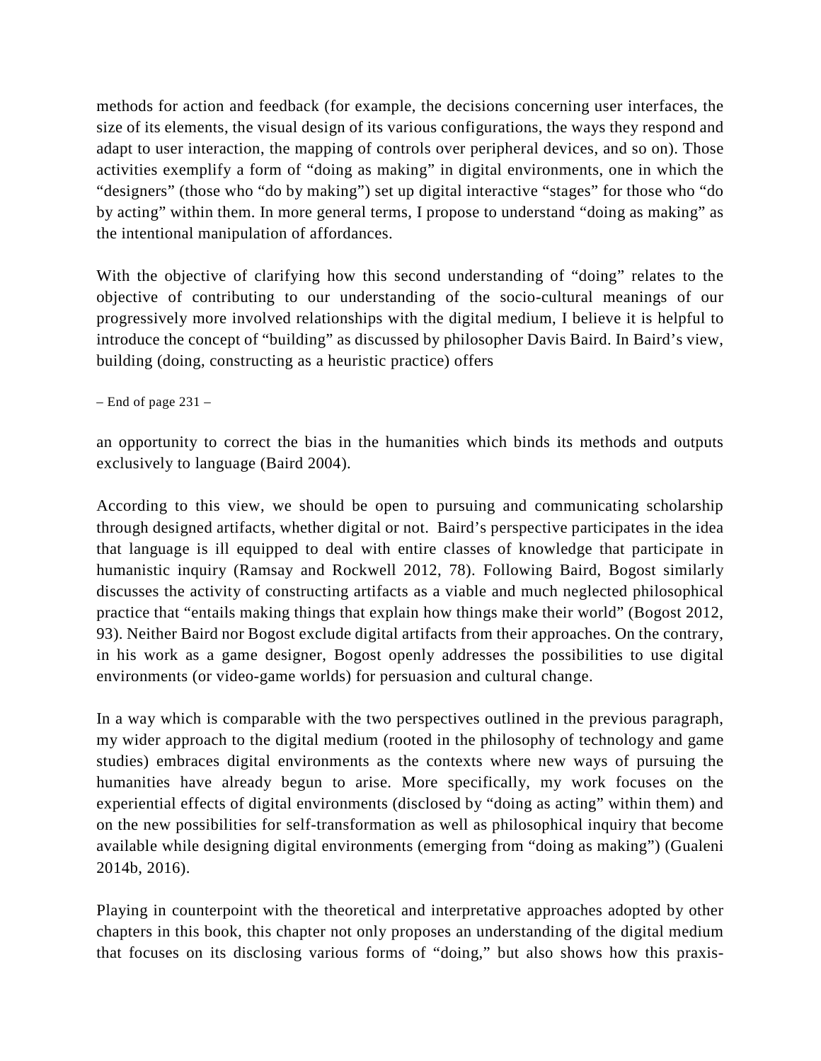methods for action and feedback (for example, the decisions concerning user interfaces, the size of its elements, the visual design of its various configurations, the ways they respond and adapt to user interaction, the mapping of controls over peripheral devices, and so on). Those activities exemplify a form of "doing as making" in digital environments, one in which the "designers" (those who "do by making") set up digital interactive "stages" for those who "do by acting" within them. In more general terms, I propose to understand "doing as making" as the intentional manipulation of affordances.

With the objective of clarifying how this second understanding of "doing" relates to the objective of contributing to our understanding of the socio-cultural meanings of our progressively more involved relationships with the digital medium, I believe it is helpful to introduce the concept of "building" as discussed by philosopher Davis Baird. In Baird's view, building (doing, constructing as a heuristic practice) offers

– End of page 231 –

an opportunity to correct the bias in the humanities which binds its methods and outputs exclusively to language (Baird 2004).

According to this view, we should be open to pursuing and communicating scholarship through designed artifacts, whether digital or not. Baird's perspective participates in the idea that language is ill equipped to deal with entire classes of knowledge that participate in humanistic inquiry (Ramsay and Rockwell 2012, 78). Following Baird, Bogost similarly discusses the activity of constructing artifacts as a viable and much neglected philosophical practice that "entails making things that explain how things make their world" (Bogost 2012, 93). Neither Baird nor Bogost exclude digital artifacts from their approaches. On the contrary, in his work as a game designer, Bogost openly addresses the possibilities to use digital environments (or video-game worlds) for persuasion and cultural change.

In a way which is comparable with the two perspectives outlined in the previous paragraph, my wider approach to the digital medium (rooted in the philosophy of technology and game studies) embraces digital environments as the contexts where new ways of pursuing the humanities have already begun to arise. More specifically, my work focuses on the experiential effects of digital environments (disclosed by "doing as acting" within them) and on the new possibilities for self-transformation as well as philosophical inquiry that become available while designing digital environments (emerging from "doing as making") (Gualeni 2014b, 2016).

Playing in counterpoint with the theoretical and interpretative approaches adopted by other chapters in this book, this chapter not only proposes an understanding of the digital medium that focuses on its disclosing various forms of "doing," but also shows how this praxis-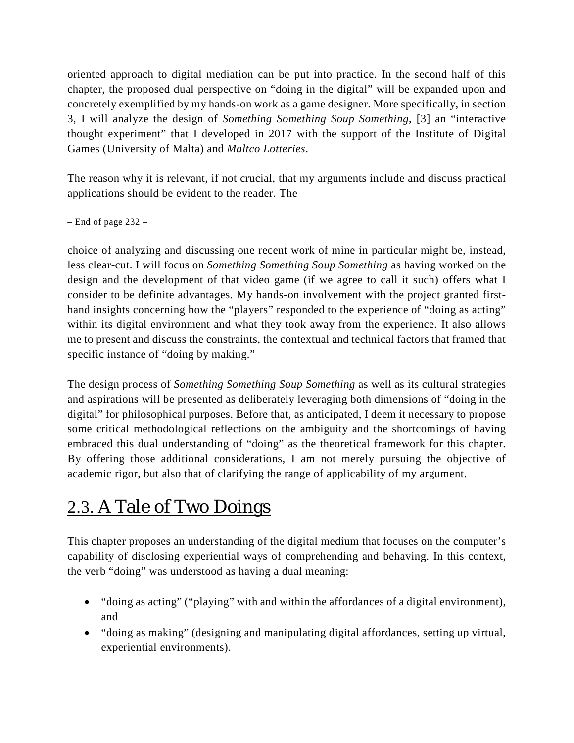oriented approach to digital mediation can be put into practice. In the second half of this chapter, the proposed dual perspective on "doing in the digital" will be expanded upon and concretely exemplified by my hands-on work as a game designer. More specifically, in section 3, I will analyze the design of *Something Something Soup Something*, [3] an "interactive thought experiment" that I developed in 2017 with the support of the Institute of Digital Games (University of Malta) and *Maltco Lotteries*.

The reason why it is relevant, if not crucial, that my arguments include and discuss practical applications should be evident to the reader. The

– End of page 232 –

choice of analyzing and discussing one recent work of mine in particular might be, instead, less clear-cut. I will focus on *Something Something Soup Something* as having worked on the design and the development of that video game (if we agree to call it such) offers what I consider to be definite advantages. My hands-on involvement with the project granted first-hand insights concerning how the "players" responded to the experience of "doing as acting" within its digital environment and what they took away from the experience. It also allows me to present and discuss the constraints, the contextual and technical factors that framed that specific instance of "doing by making."

The design process of *Something Something Soup Something* as well as its cultural strategies and aspirations will be presented as deliberately leveraging both dimensions of "doing in the digital" for philosophical purposes. Before that, as anticipated, I deem it necessary to propose some critical methodological reflections on the ambiguity and the shortcomings of having embraced this dual understanding of "doing" as the theoretical framework for this chapter. By offering those additional considerations, I am not merely pursuing the objective of academic rigor, but also that of clarifying the range of applicability of my argument.

## 2.3. A Tale of Two Doings

This chapter proposes an understanding of the digital medium that focuses on the computer's capability of disclosing experiential ways of comprehending and behaving. In this context, the verb "doing" was understood as having a dual meaning:

- "doing as acting" ("playing" with and within the affordances of a digital environment), and
- "doing as making" (designing and manipulating digital affordances, setting up virtual, experiential environments).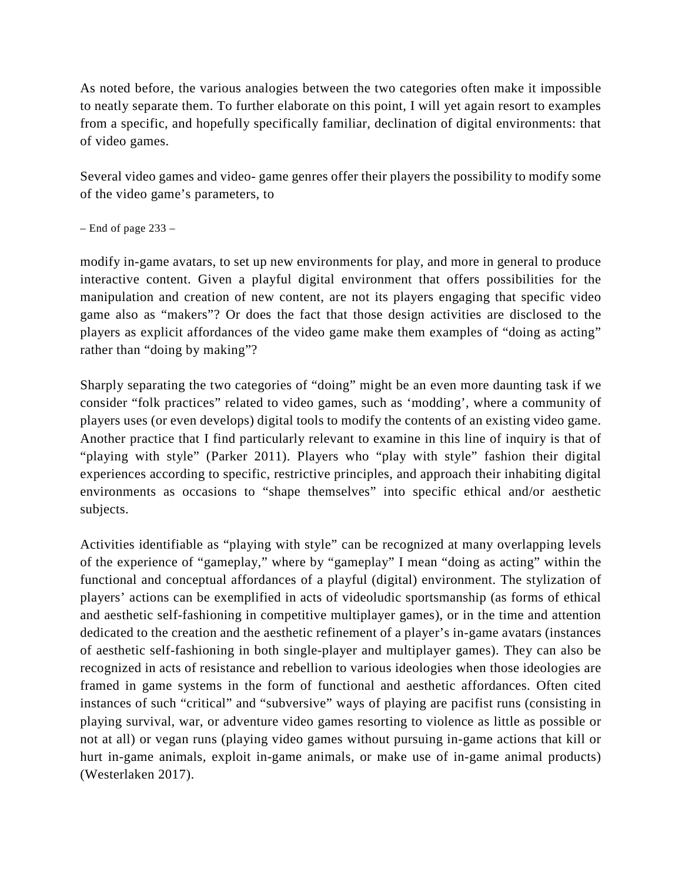As noted before, the various analogies between the two categories often make it impossible to neatly separate them. To further elaborate on this point, I will yet again resort to examples from a specific, and hopefully specifically familiar, declination of digital environments: that of video games.

Several video games and video- game genres offer their players the possibility to modify some of the video game's parameters, to

– End of page 233 –

modify in-game avatars, to set up new environments for play, and more in general to produce interactive content. Given a playful digital environment that offers possibilities for the manipulation and creation of new content, are not its players engaging that specific video game also as "makers"? Or does the fact that those design activities are disclosed to the players as explicit affordances of the video game make them examples of "doing as acting" rather than "doing by making"?

Sharply separating the two categories of "doing" might be an even more daunting task if we consider "folk practices" related to video games, such as 'modding', where a community of players uses (or even develops) digital tools to modify the contents of an existing video game. Another practice that I find particularly relevant to examine in this line of inquiry is that of "playing with style" (Parker 2011). Players who "play with style" fashion their digital experiences according to specific, restrictive principles, and approach their inhabiting digital environments as occasions to "shape themselves" into specific ethical and/or aesthetic subjects.

Activities identifiable as "playing with style" can be recognized at many overlapping levels of the experience of "gameplay," where by "gameplay" I mean "doing as acting" within the functional and conceptual affordances of a playful (digital) environment. The stylization of players' actions can be exemplified in acts of videoludic sportsmanship (as forms of ethical and aesthetic self-fashioning in competitive multiplayer games), or in the time and attention dedicated to the creation and the aesthetic refinement of a player's in-game avatars (instances of aesthetic self-fashioning in both single-player and multiplayer games). They can also be recognized in acts of resistance and rebellion to various ideologies when those ideologies are framed in game systems in the form of functional and aesthetic affordances. Often cited instances of such "critical" and "subversive" ways of playing are pacifist runs (consisting in playing survival, war, or adventure video games resorting to violence as little as possible or not at all) or vegan runs (playing video games without pursuing in-game actions that kill or hurt in-game animals, exploit in-game animals, or make use of in-game animal products) (Westerlaken 2017).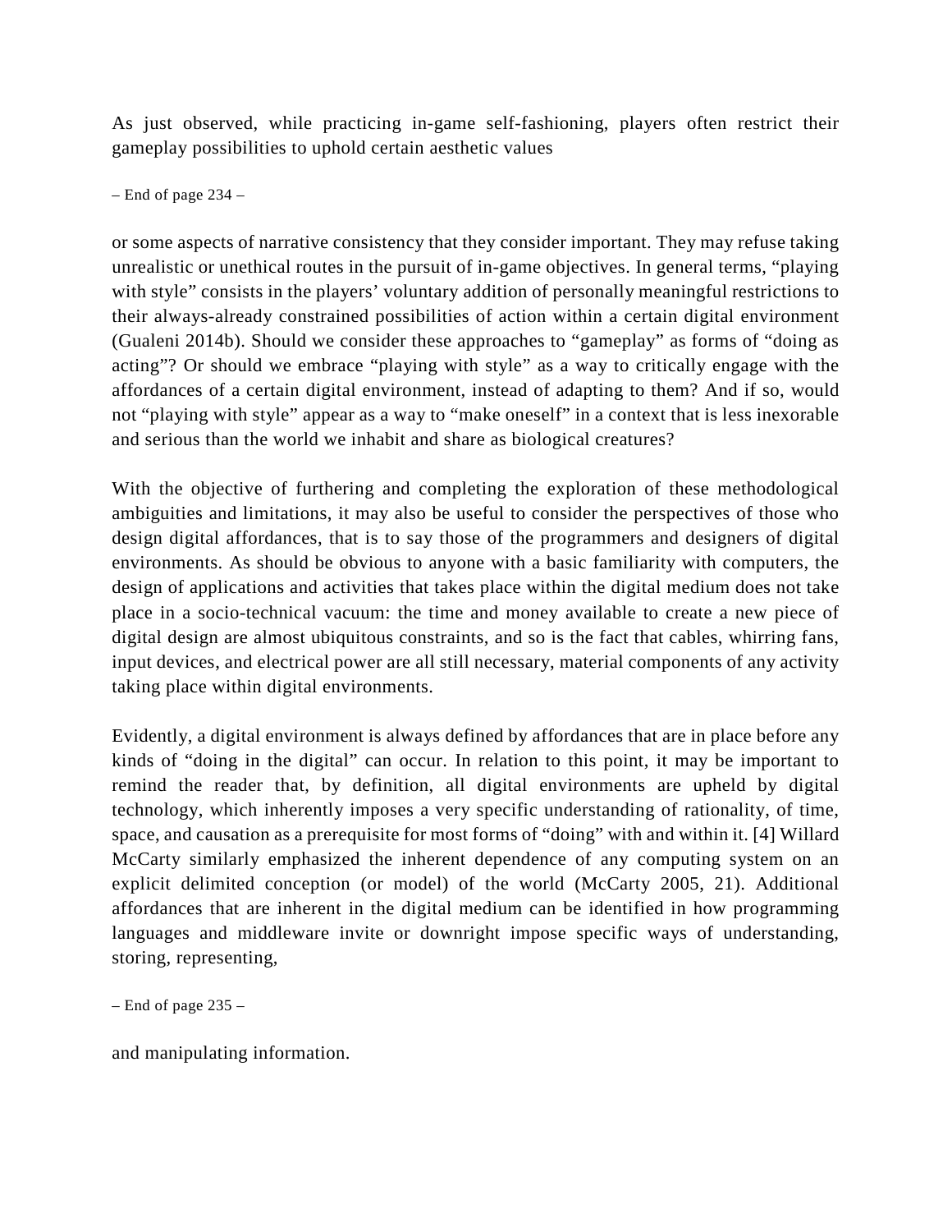As just observed, while practicing in-game self-fashioning, players often restrict their gameplay possibilities to uphold certain aesthetic values

– End of page 234 –

or some aspects of narrative consistency that they consider important. They may refuse taking unrealistic or unethical routes in the pursuit of in-game objectives. In general terms, "playing with style" consists in the players' voluntary addition of personally meaningful restrictions to their always-already constrained possibilities of action within a certain digital environment (Gualeni 2014b). Should we consider these approaches to "gameplay" as forms of "doing as acting"? Or should we embrace "playing with style" as a way to critically engage with the affordances of a certain digital environment, instead of adapting to them? And if so, would not "playing with style" appear as a way to "make oneself" in a context that is less inexorable and serious than the world we inhabit and share as biological creatures?

With the objective of furthering and completing the exploration of these methodological ambiguities and limitations, it may also be useful to consider the perspectives of those who design digital affordances, that is to say those of the programmers and designers of digital environments. As should be obvious to anyone with a basic familiarity with computers, the design of applications and activities that takes place within the digital medium does not take place in a socio-technical vacuum: the time and money available to create a new piece of digital design are almost ubiquitous constraints, and so is the fact that cables, whirring fans, input devices, and electrical power are all still necessary, material components of any activity taking place within digital environments.

Evidently, a digital environment is always defined by affordances that are in place before any kinds of "doing in the digital" can occur. In relation to this point, it may be important to remind the reader that, by definition, all digital environments are upheld by digital technology, which inherently imposes a very specific understanding of rationality, of time, space, and causation as a prerequisite for most forms of "doing" with and within it. [4] Willard McCarty similarly emphasized the inherent dependence of any computing system on an explicit delimited conception (or model) of the world (McCarty 2005, 21). Additional affordances that are inherent in the digital medium can be identified in how programming languages and middleware invite or downright impose specific ways of understanding, storing, representing,

– End of page 235 –

and manipulating information.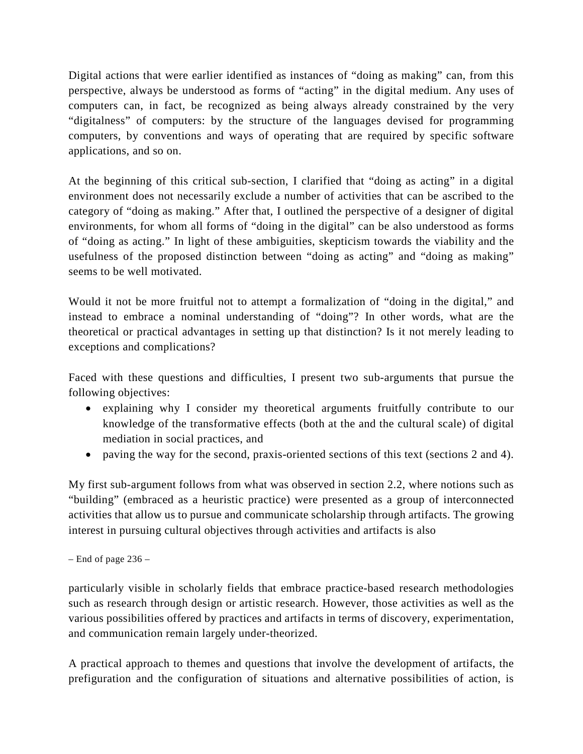Digital actions that were earlier identified as instances of "doing as making" can, from this perspective, always be understood as forms of "acting" in the digital medium. Any uses of computers can, in fact, be recognized as being always already constrained by the very "digitalness" of computers: by the structure of the languages devised for programming computers, by conventions and ways of operating that are required by specific software applications, and so on.

At the beginning of this critical sub-section, I clarified that "doing as acting" in a digital environment does not necessarily exclude a number of activities that can be ascribed to the category of "doing as making." After that, I outlined the perspective of a designer of digital environments, for whom all forms of "doing in the digital" can be also understood as forms of "doing as acting." In light of these ambiguities, skepticism towards the viability and the usefulness of the proposed distinction between "doing as acting" and "doing as making" seems to be well motivated.

Would it not be more fruitful not to attempt a formalization of "doing in the digital," and instead to embrace a nominal understanding of "doing"? In other words, what are the theoretical or practical advantages in setting up that distinction? Is it not merely leading to exceptions and complications?

Faced with these questions and difficulties, I present two sub-arguments that pursue the following objectives:

- explaining why I consider my theoretical arguments fruitfully contribute to our knowledge of the transformative effects (both at the and the cultural scale) of digital mediation in social practices, and
- paving the way for the second, praxis-oriented sections of this text (sections 2 and 4).

My first sub-argument follows from what was observed in section 2.2, where notions such as "building" (embraced as a heuristic practice) were presented as a group of interconnected activities that allow us to pursue and communicate scholarship through artifacts. The growing interest in pursuing cultural objectives through activities and artifacts is also

– End of page 236 –

particularly visible in scholarly fields that embrace practice-based research methodologies such as research through design or artistic research. However, those activities as well as the various possibilities offered by practices and artifacts in terms of discovery, experimentation, and communication remain largely under-theorized.

A practical approach to themes and questions that involve the development of artifacts, the prefiguration and the configuration of situations and alternative possibilities of action, is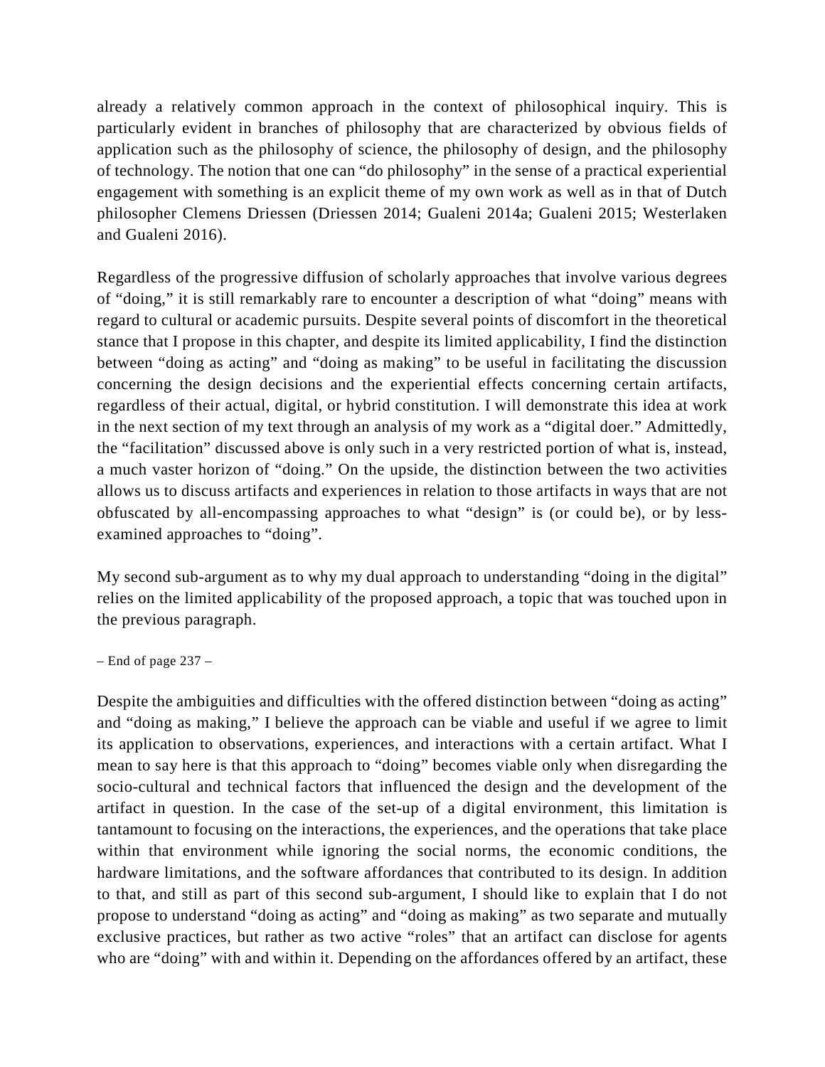already a relatively common approach in the context of philosophical inquiry. This is particularly evident in branches of philosophy that are characterized by obvious fields of application such as the philosophy of science, the philosophy of design, and the philosophy of technology. The notion that one can "do philosophy" in the sense of a practical experiential engagement with something is an explicit theme of my own work as well as in that of Dutch philosopher Clemens Driessen (Driessen 2014; Gualeni 2014a; Gualeni 2015; Westerlaken and Gualeni 2016).

Regardless of the progressive diffusion of scholarly approaches that involve various degrees of "doing," it is still remarkably rare to encounter a description of what "doing" means with regard to cultural or academic pursuits. Despite several points of discomfort in the theoretical stance that I propose in this chapter, and despite its limited applicability, I find the distinction between "doing as acting" and "doing as making" to be useful in facilitating the discussion concerning the design decisions and the experiential effects concerning certain artifacts, regardless of their actual, digital, or hybrid constitution. I will demonstrate this idea at work in the next section of my text through an analysis of my work as a "digital doer." Admittedly, the "facilitation" discussed above is only such in a very restricted portion of what is, instead, a much vaster horizon of "doing." On the upside, the distinction between the two activities allows us to discuss artifacts and experiences in relation to those artifacts in ways that are not obfuscated by all-encompassing approaches to what "design" is (or could be), or by less-examined approaches to "doing".

My second sub-argument as to why my dual approach to understanding "doing in the digital" relies on the limited applicability of the proposed approach, a topic that was touched upon in the previous paragraph.

– End of page 237 –

Despite the ambiguities and difficulties with the offered distinction between "doing as acting" and "doing as making," I believe the approach can be viable and useful if we agree to limit its application to observations, experiences, and interactions with a certain artifact. What I mean to say here is that this approach to "doing" becomes viable only when disregarding the socio-cultural and technical factors that influenced the design and the development of the artifact in question. In the case of the set-up of a digital environment, this limitation is tantamount to focusing on the interactions, the experiences, and the operations that take place within that environment while ignoring the social norms, the economic conditions, the hardware limitations, and the software affordances that contributed to its design. In addition to that, and still as part of this second sub-argument, I should like to explain that I do not propose to understand "doing as acting" and "doing as making" as two separate and mutually exclusive practices, but rather as two active "roles" that an artifact can disclose for agents who are "doing" with and within it. Depending on the affordances offered by an artifact, these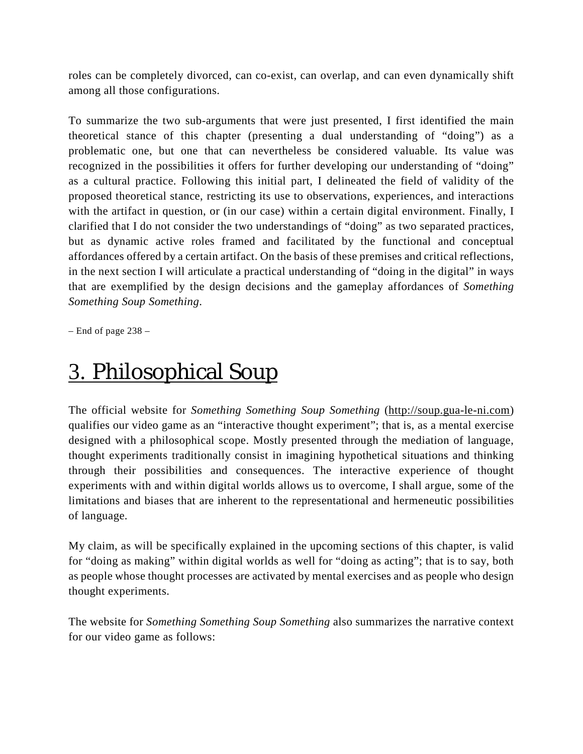roles can be completely divorced, can co-exist, can overlap, and can even dynamically shift among all those configurations.

To summarize the two sub-arguments that were just presented, I first identified the main theoretical stance of this chapter (presenting a dual understanding of "doing") as a problematic one, but one that can nevertheless be considered valuable. Its value was recognized in the possibilities it offers for further developing our understanding of "doing" as a cultural practice. Following this initial part, I delineated the field of validity of the proposed theoretical stance, restricting its use to observations, experiences, and interactions with the artifact in question, or (in our case) within a certain digital environment. Finally, I clarified that I do not consider the two understandings of "doing" as two separated practices, but as dynamic active roles framed and facilitated by the functional and conceptual affordances offered by a certain artifact. On the basis of these premises and critical reflections, in the next section I will articulate a practical understanding of "doing in the digital" in ways that are exemplified by the design decisions and the gameplay affordances of *Something Something Soup Something*.

– End of page 238 –

# 3. Philosophical Soup

The official website for *Something Something Soup Something* (http://soup.gua-le-ni.com) qualifies our video game as an "interactive thought experiment"; that is, as a mental exercise designed with a philosophical scope. Mostly presented through the mediation of language, thought experiments traditionally consist in imagining hypothetical situations and thinking through their possibilities and consequences. The interactive experience of thought experiments with and within digital worlds allows us to overcome, I shall argue, some of the limitations and biases that are inherent to the representational and hermeneutic possibilities of language.

My claim, as will be specifically explained in the upcoming sections of this chapter, is valid for "doing as making" within digital worlds as well for "doing as acting"; that is to say, both as people whose thought processes are activated by mental exercises and as people who design thought experiments.

The website for *Something Something Soup Something* also summarizes the narrative context for our video game as follows: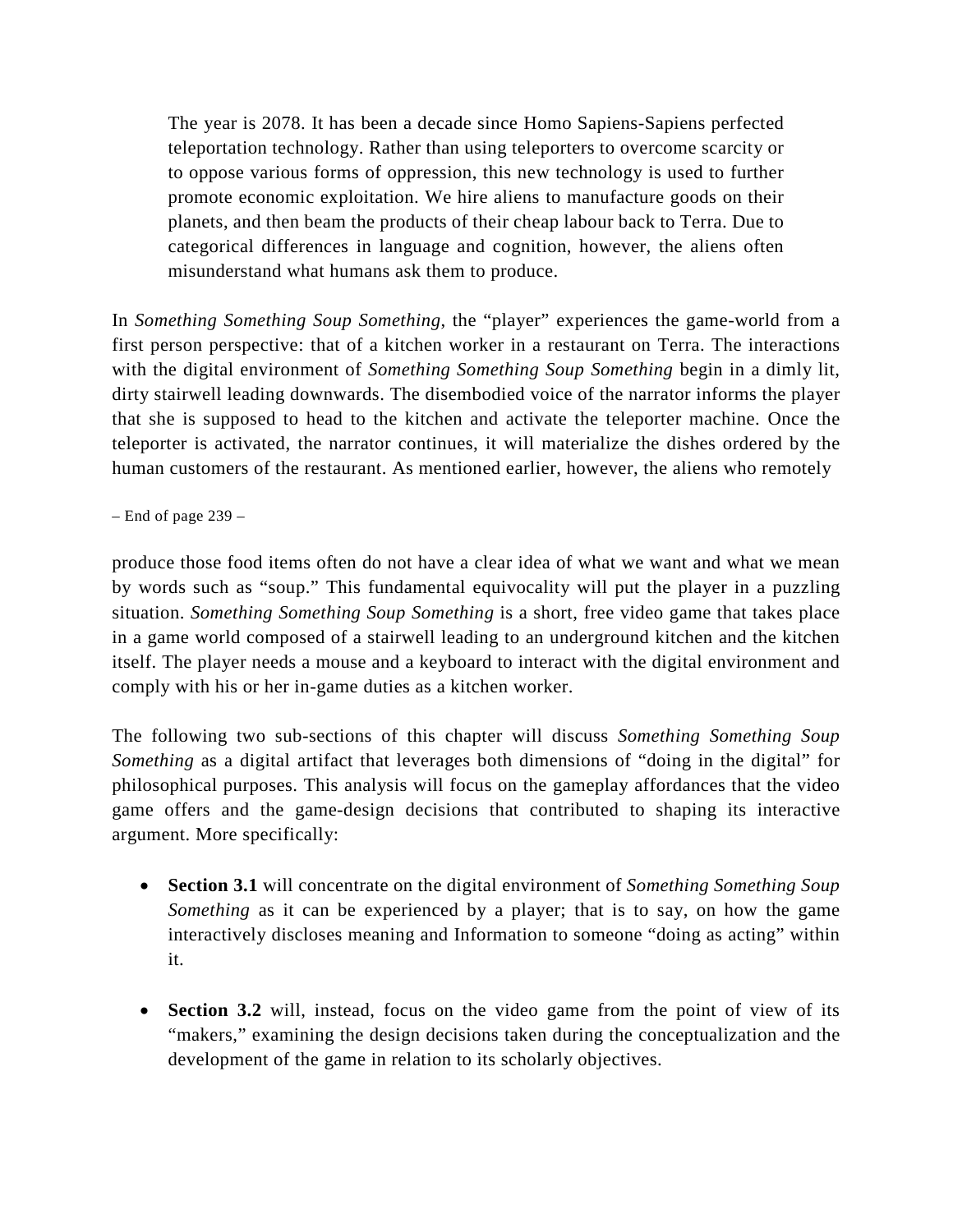> The year is 2078. It has been a decade since Homo Sapiens-Sapiens perfected teleportation technology. Rather than using teleporters to overcome scarcity or to oppose various forms of oppression, this new technology is used to further promote economic exploitation. We hire aliens to manufacture goods on their planets, and then beam the products of their cheap labour back to Terra. Due to categorical differences in language and cognition, however, the aliens often misunderstand what humans ask them to produce.

In *Something Something Soup Something*, the "player" experiences the game-world from a first person perspective: that of a kitchen worker in a restaurant on Terra. The interactions with the digital environment of *Something Something Soup Something* begin in a dimly lit, dirty stairwell leading downwards. The disembodied voice of the narrator informs the player that she is supposed to head to the kitchen and activate the teleporter machine. Once the teleporter is activated, the narrator continues, it will materialize the dishes ordered by the human customers of the restaurant. As mentioned earlier, however, the aliens who remotely

– End of page 239 –

produce those food items often do not have a clear idea of what we want and what we mean by words such as "soup." This fundamental equivocality will put the player in a puzzling situation. *Something Something Soup Something* is a short, free video game that takes place in a game world composed of a stairwell leading to an underground kitchen and the kitchen itself. The player needs a mouse and a keyboard to interact with the digital environment and comply with his or her in-game duties as a kitchen worker.

The following two sub-sections of this chapter will discuss *Something Something Soup Something* as a digital artifact that leverages both dimensions of "doing in the digital" for philosophical purposes. This analysis will focus on the gameplay affordances that the video game offers and the game-design decisions that contributed to shaping its interactive argument. More specifically:

- **Section 3.1** will concentrate on the digital environment of *Something Something Soup Something* as it can be experienced by a player; that is to say, on how the game interactively discloses meaning and Information to someone "doing as acting" within it.

- **Section 3.2** will, instead, focus on the video game from the point of view of its "makers," examining the design decisions taken during the conceptualization and the development of the game in relation to its scholarly objectives.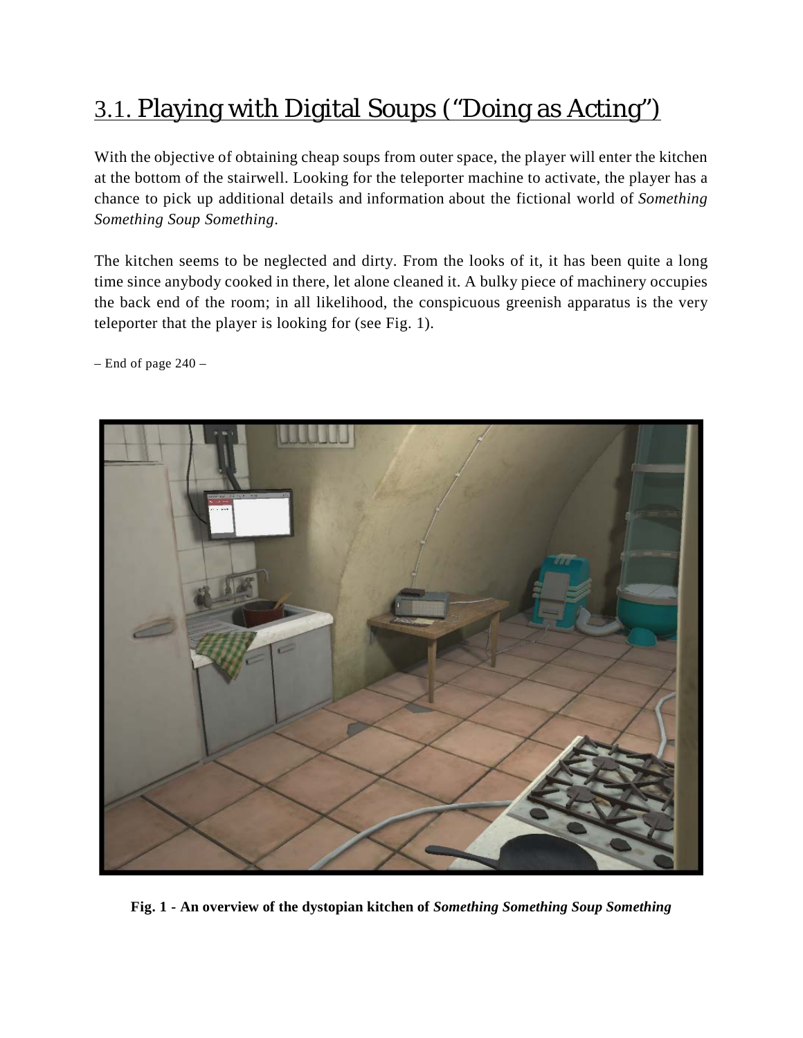## 3.1. Playing with Digital Soups ("Doing as Acting")

With the objective of obtaining cheap soups from outer space, the player will enter the kitchen at the bottom of the stairwell. Looking for the teleporter machine to activate, the player has a chance to pick up additional details and information about the fictional world of *Something Something Soup Something*.

The kitchen seems to be neglected and dirty. From the looks of it, it has been quite a long time since anybody cooked in there, let alone cleaned it. A bulky piece of machinery occupies the back end of the room; in all likelihood, the conspicuous greenish apparatus is the very teleporter that the player is looking for (see Fig. 1).

– End of page 240 –

**Fig. 1 - An overview of the dystopian kitchen of *Something Something Soup Something***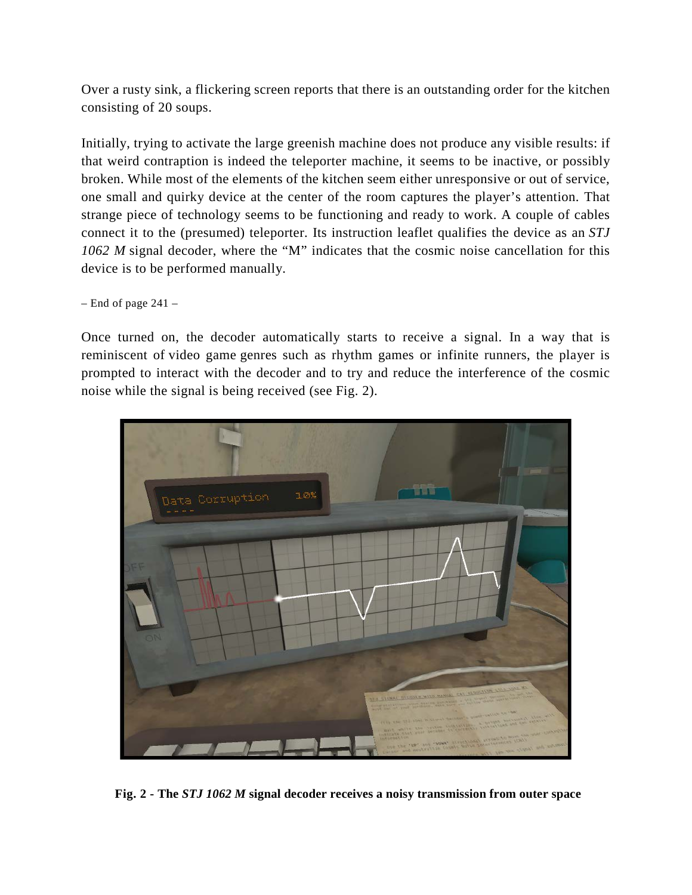Over a rusty sink, a flickering screen reports that there is an outstanding order for the kitchen consisting of 20 soups.

Initially, trying to activate the large greenish machine does not produce any visible results: if that weird contraption is indeed the teleporter machine, it seems to be inactive, or possibly broken. While most of the elements of the kitchen seem either unresponsive or out of service, one small and quirky device at the center of the room captures the player's attention. That strange piece of technology seems to be functioning and ready to work. A couple of cables connect it to the (presumed) teleporter. Its instruction leaflet qualifies the device as an *STJ 1062 M* signal decoder, where the "M" indicates that the cosmic noise cancellation for this device is to be performed manually.

– End of page 241 –

Once turned on, the decoder automatically starts to receive a signal. In a way that is reminiscent of video game genres such as rhythm games or infinite runners, the player is prompted to interact with the decoder and to try and reduce the interference of the cosmic noise while the signal is being received (see Fig. 2).

**Fig. 2 - The *STJ 1062 M* signal decoder receives a noisy transmission from outer space**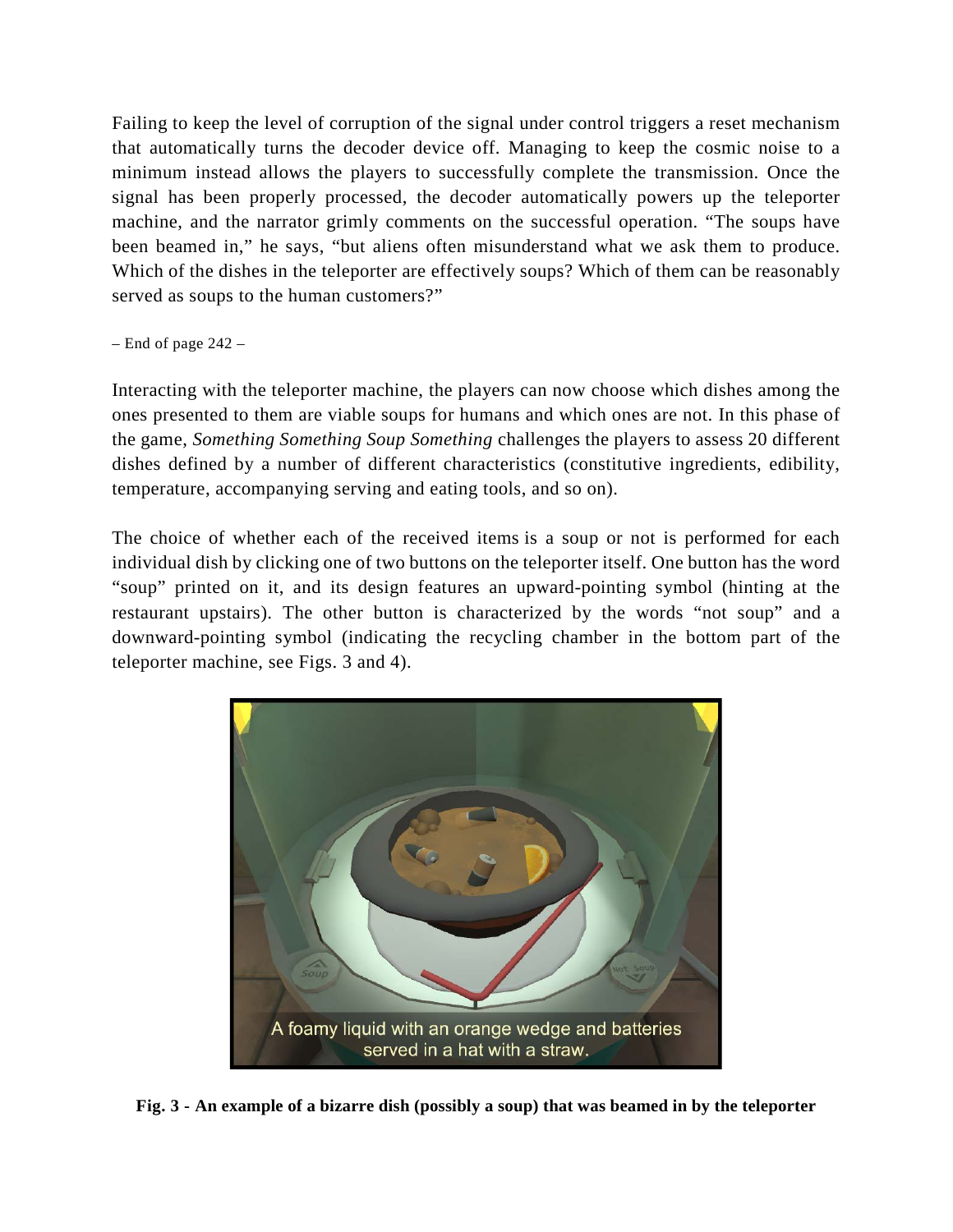Failing to keep the level of corruption of the signal under control triggers a reset mechanism that automatically turns the decoder device off. Managing to keep the cosmic noise to a minimum instead allows the players to successfully complete the transmission. Once the signal has been properly processed, the decoder automatically powers up the teleporter machine, and the narrator grimly comments on the successful operation. “The soups have been beamed in,” he says, “but aliens often misunderstand what we ask them to produce. Which of the dishes in the teleporter are effectively soups? Which of them can be reasonably served as soups to the human customers?”

– End of page 242 –

Interacting with the teleporter machine, the players can now choose which dishes among the ones presented to them are viable soups for humans and which ones are not. In this phase of the game, *Something Something Soup Something* challenges the players to assess 20 different dishes defined by a number of different characteristics (constitutive ingredients, edibility, temperature, accompanying serving and eating tools, and so on).

The choice of whether each of the received items is a soup or not is performed for each individual dish by clicking one of two buttons on the teleporter itself. One button has the word “soup” printed on it, and its design features an upward-pointing symbol (hinting at the restaurant upstairs). The other button is characterized by the words “not soup” and a downward-pointing symbol (indicating the recycling chamber in the bottom part of the teleporter machine, see Figs. 3 and 4).

**Fig. 3 - An example of a bizarre dish (possibly a soup) that was beamed in by the teleporter**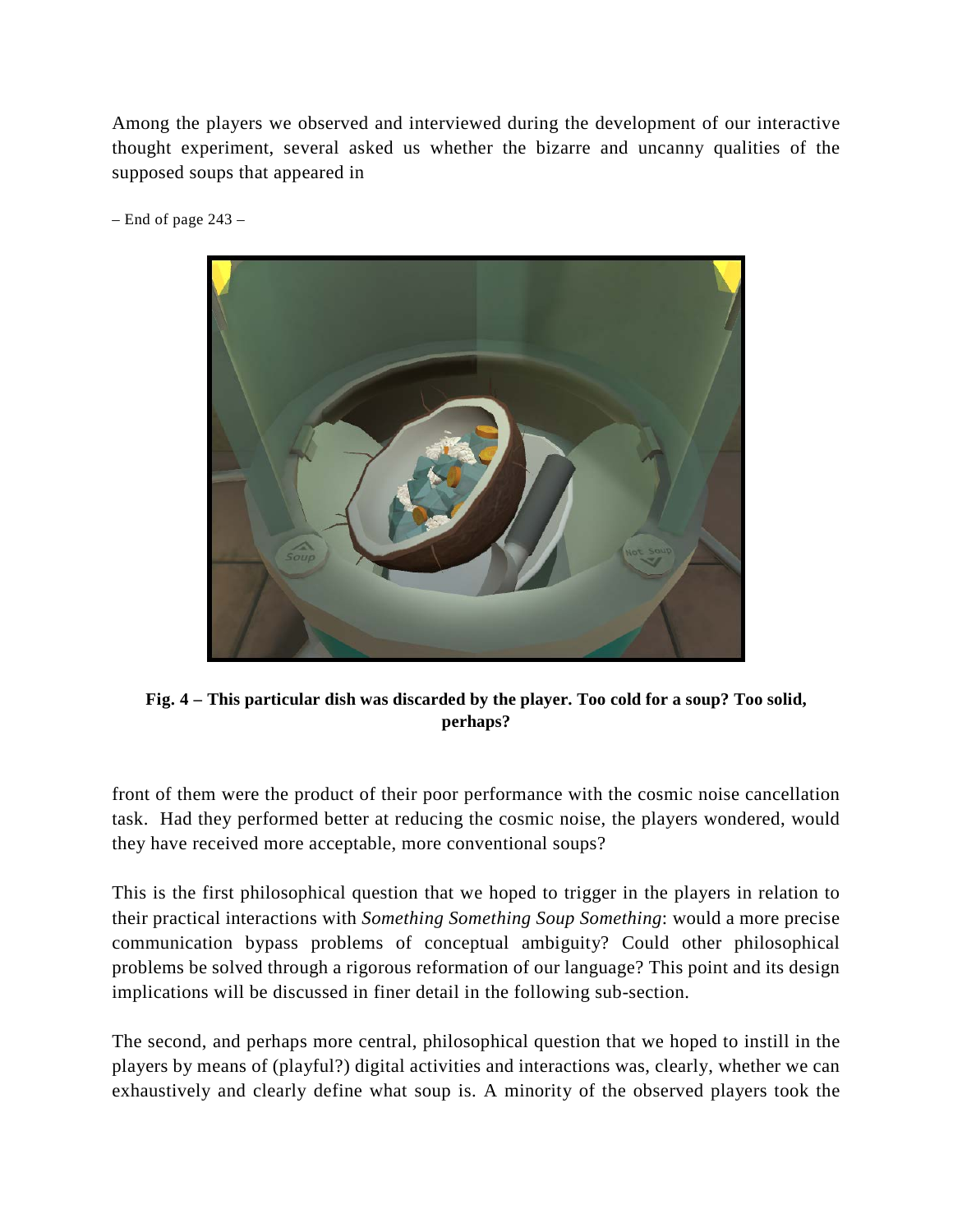Among the players we observed and interviewed during the development of our interactive thought experiment, several asked us whether the bizarre and uncanny qualities of the supposed soups that appeared in

– End of page 243 –

**Fig. 4 – This particular dish was discarded by the player. Too cold for a soup? Too solid, perhaps?**

front of them were the product of their poor performance with the cosmic noise cancellation task. Had they performed better at reducing the cosmic noise, the players wondered, would they have received more acceptable, more conventional soups?

This is the first philosophical question that we hoped to trigger in the players in relation to their practical interactions with *Something Something Soup Something*: would a more precise communication bypass problems of conceptual ambiguity? Could other philosophical problems be solved through a rigorous reformation of our language? This point and its design implications will be discussed in finer detail in the following sub-section.

The second, and perhaps more central, philosophical question that we hoped to instill in the players by means of (playful?) digital activities and interactions was, clearly, whether we can exhaustively and clearly define what soup is. A minority of the observed players took the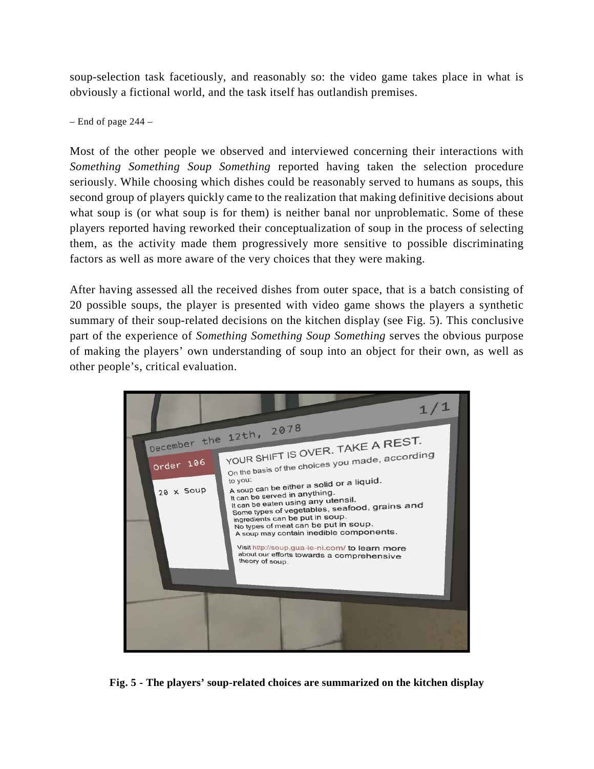soup-selection task facetiously, and reasonably so: the video game takes place in what is obviously a fictional world, and the task itself has outlandish premises.

– End of page 244 –

Most of the other people we observed and interviewed concerning their interactions with *Something Something Soup Something* reported having taken the selection procedure seriously. While choosing which dishes could be reasonably served to humans as soups, this second group of players quickly came to the realization that making definitive decisions about what soup is (or what soup is for them) is neither banal nor unproblematic. Some of these players reported having reworked their conceptualization of soup in the process of selecting them, as the activity made them progressively more sensitive to possible discriminating factors as well as more aware of the very choices that they were making.

After having assessed all the received dishes from outer space, that is a batch consisting of 20 possible soups, the player is presented with video game shows the players a synthetic summary of their soup-related decisions on the kitchen display (see Fig. 5). This conclusive part of the experience of *Something Something Soup Something* serves the obvious purpose of making the players' own understanding of soup into an object for their own, as well as other people's, critical evaluation.

**Fig. 5 - The players' soup-related choices are summarized on the kitchen display**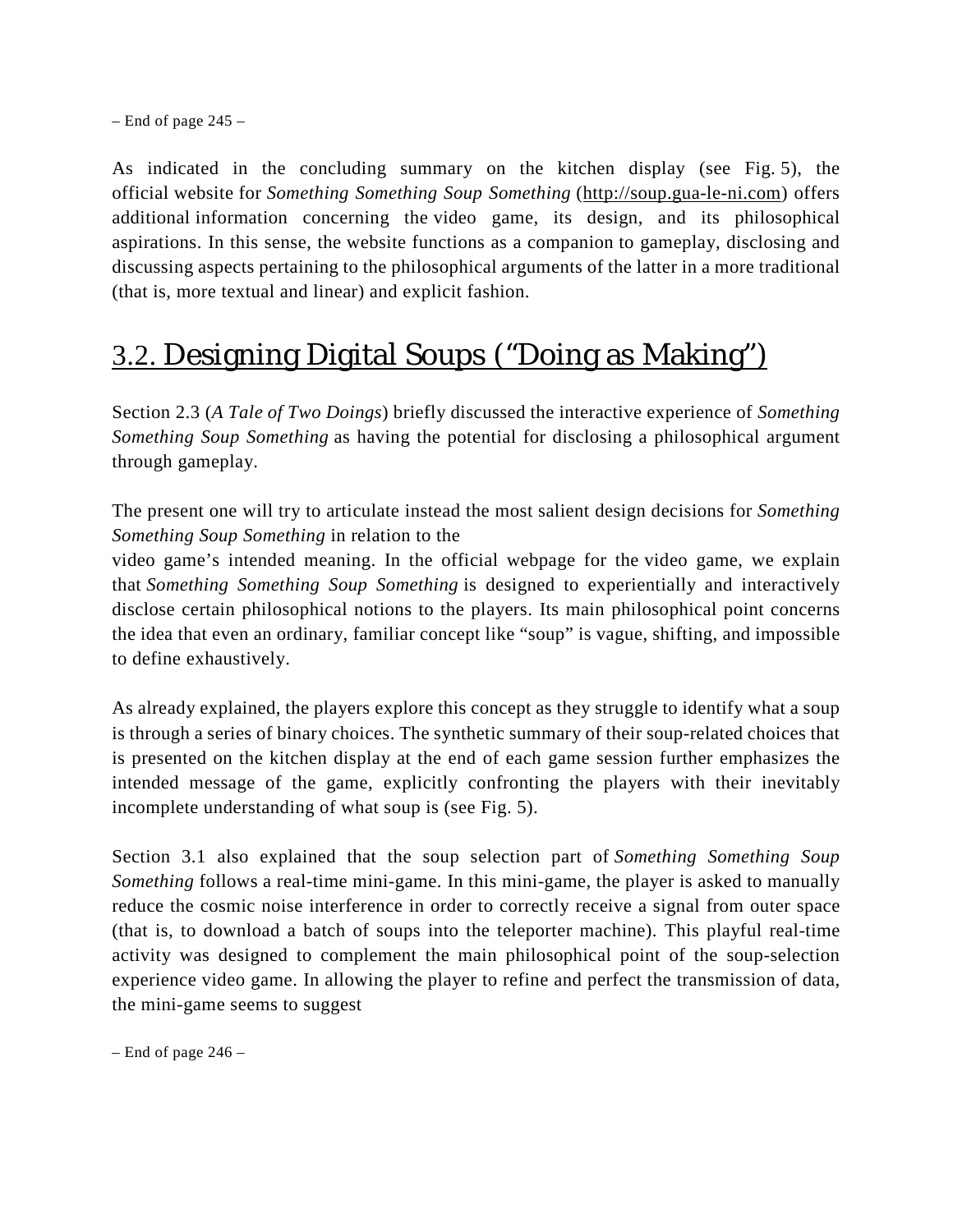– End of page 245 –

As indicated in the concluding summary on the kitchen display (see Fig. 5), the official website for *Something Something Soup Something* (http://soup.gua-le-ni.com) offers additional information concerning the video game, its design, and its philosophical aspirations. In this sense, the website functions as a companion to gameplay, disclosing and discussing aspects pertaining to the philosophical arguments of the latter in a more traditional (that is, more textual and linear) and explicit fashion.

## 3.2. Designing Digital Soups ("Doing as Making")

Section 2.3 (*A Tale of Two Doings*) briefly discussed the interactive experience of *Something Something Soup Something* as having the potential for disclosing a philosophical argument through gameplay.

The present one will try to articulate instead the most salient design decisions for *Something Something Soup Something* in relation to the video game's intended meaning. In the official webpage for the video game, we explain that *Something Something Soup Something* is designed to experientially and interactively disclose certain philosophical notions to the players. Its main philosophical point concerns the idea that even an ordinary, familiar concept like "soup" is vague, shifting, and impossible to define exhaustively.

As already explained, the players explore this concept as they struggle to identify what a soup is through a series of binary choices. The synthetic summary of their soup-related choices that is presented on the kitchen display at the end of each game session further emphasizes the intended message of the game, explicitly confronting the players with their inevitably incomplete understanding of what soup is (see Fig. 5).

Section 3.1 also explained that the soup selection part of *Something Something Soup Something* follows a real-time mini-game. In this mini-game, the player is asked to manually reduce the cosmic noise interference in order to correctly receive a signal from outer space (that is, to download a batch of soups into the teleporter machine). This playful real-time activity was designed to complement the main philosophical point of the soup-selection experience video game. In allowing the player to refine and perfect the transmission of data, the mini-game seems to suggest

– End of page 246 –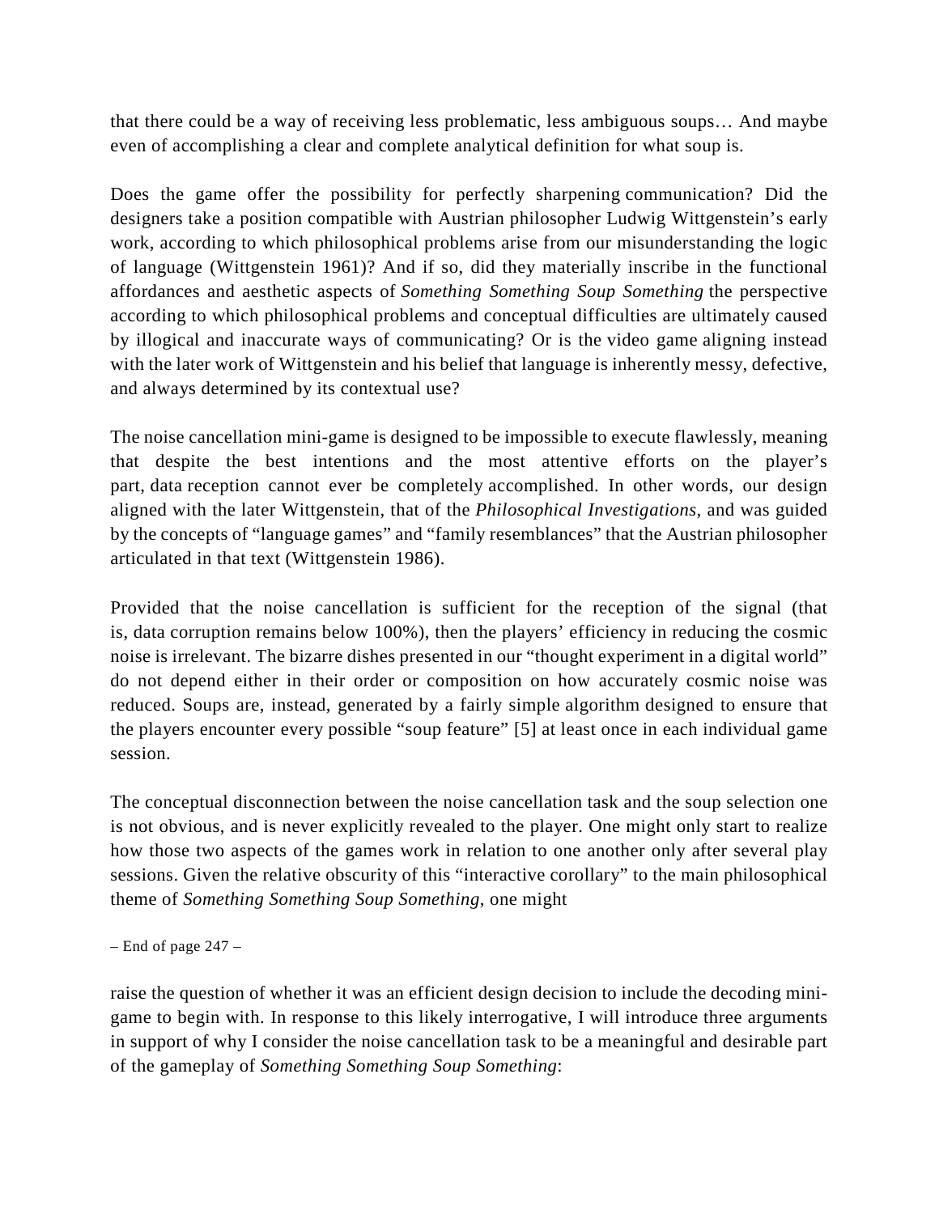that there could be a way of receiving less problematic, less ambiguous soups… And maybe even of accomplishing a clear and complete analytical definition for what soup is.

Does the game offer the possibility for perfectly sharpening communication? Did the designers take a position compatible with Austrian philosopher Ludwig Wittgenstein's early work, according to which philosophical problems arise from our misunderstanding the logic of language (Wittgenstein 1961)? And if so, did they materially inscribe in the functional affordances and aesthetic aspects of *Something Something Soup Something* the perspective according to which philosophical problems and conceptual difficulties are ultimately caused by illogical and inaccurate ways of communicating? Or is the video game aligning instead with the later work of Wittgenstein and his belief that language is inherently messy, defective, and always determined by its contextual use?

The noise cancellation mini-game is designed to be impossible to execute flawlessly, meaning that despite the best intentions and the most attentive efforts on the player's part, data reception cannot ever be completely accomplished. In other words, our design aligned with the later Wittgenstein, that of the *Philosophical Investigations*, and was guided by the concepts of "language games" and "family resemblances" that the Austrian philosopher articulated in that text (Wittgenstein 1986).

Provided that the noise cancellation is sufficient for the reception of the signal (that is, data corruption remains below 100%), then the players' efficiency in reducing the cosmic noise is irrelevant. The bizarre dishes presented in our "thought experiment in a digital world" do not depend either in their order or composition on how accurately cosmic noise was reduced. Soups are, instead, generated by a fairly simple algorithm designed to ensure that the players encounter every possible "soup feature" [5] at least once in each individual game session.

The conceptual disconnection between the noise cancellation task and the soup selection one is not obvious, and is never explicitly revealed to the player. One might only start to realize how those two aspects of the games work in relation to one another only after several play sessions. Given the relative obscurity of this "interactive corollary" to the main philosophical theme of *Something Something Soup Something*, one might

– End of page 247 –

raise the question of whether it was an efficient design decision to include the decoding mini-game to begin with. In response to this likely interrogative, I will introduce three arguments in support of why I consider the noise cancellation task to be a meaningful and desirable part of the gameplay of *Something Something Soup Something*: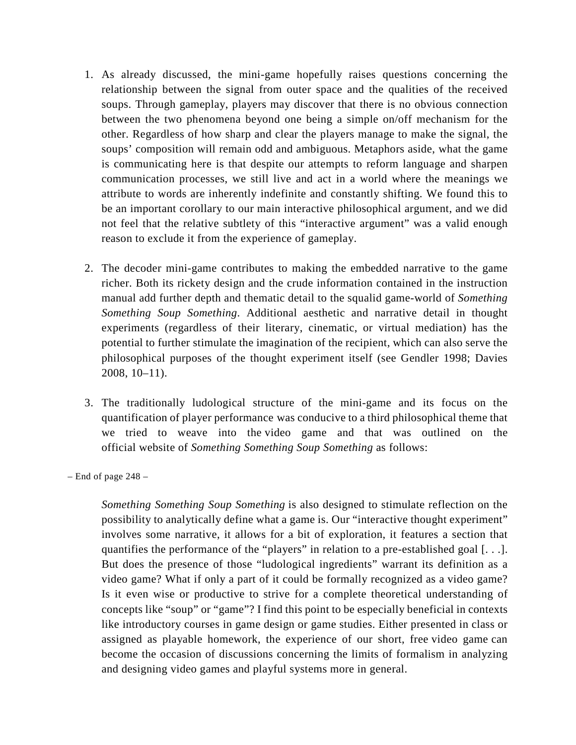1. As already discussed, the mini-game hopefully raises questions concerning the relationship between the signal from outer space and the qualities of the received soups. Through gameplay, players may discover that there is no obvious connection between the two phenomena beyond one being a simple on/off mechanism for the other. Regardless of how sharp and clear the players manage to make the signal, the soups' composition will remain odd and ambiguous. Metaphors aside, what the game is communicating here is that despite our attempts to reform language and sharpen communication processes, we still live and act in a world where the meanings we attribute to words are inherently indefinite and constantly shifting. We found this to be an important corollary to our main interactive philosophical argument, and we did not feel that the relative subtlety of this "interactive argument" was a valid enough reason to exclude it from the experience of gameplay.

2. The decoder mini-game contributes to making the embedded narrative to the game richer. Both its rickety design and the crude information contained in the instruction manual add further depth and thematic detail to the squalid game-world of *Something Something Soup Something*. Additional aesthetic and narrative detail in thought experiments (regardless of their literary, cinematic, or virtual mediation) has the potential to further stimulate the imagination of the recipient, which can also serve the philosophical purposes of the thought experiment itself (see Gendler 1998; Davies 2008, 10–11).

3. The traditionally ludological structure of the mini-game and its focus on the quantification of player performance was conducive to a third philosophical theme that we tried to weave into the video game and that was outlined on the official website of *Something Something Soup Something* as follows:

– End of page 248 –

> *Something Something Soup Something* is also designed to stimulate reflection on the possibility to analytically define what a game is. Our "interactive thought experiment" involves some narrative, it allows for a bit of exploration, it features a section that quantifies the performance of the "players" in relation to a pre-established goal [. . .]. But does the presence of those "ludological ingredients" warrant its definition as a video game? What if only a part of it could be formally recognized as a video game? Is it even wise or productive to strive for a complete theoretical understanding of concepts like "soup" or "game"? I find this point to be especially beneficial in contexts like introductory courses in game design or game studies. Either presented in class or assigned as playable homework, the experience of our short, free video game can become the occasion of discussions concerning the limits of formalism in analyzing and designing video games and playful systems more in general.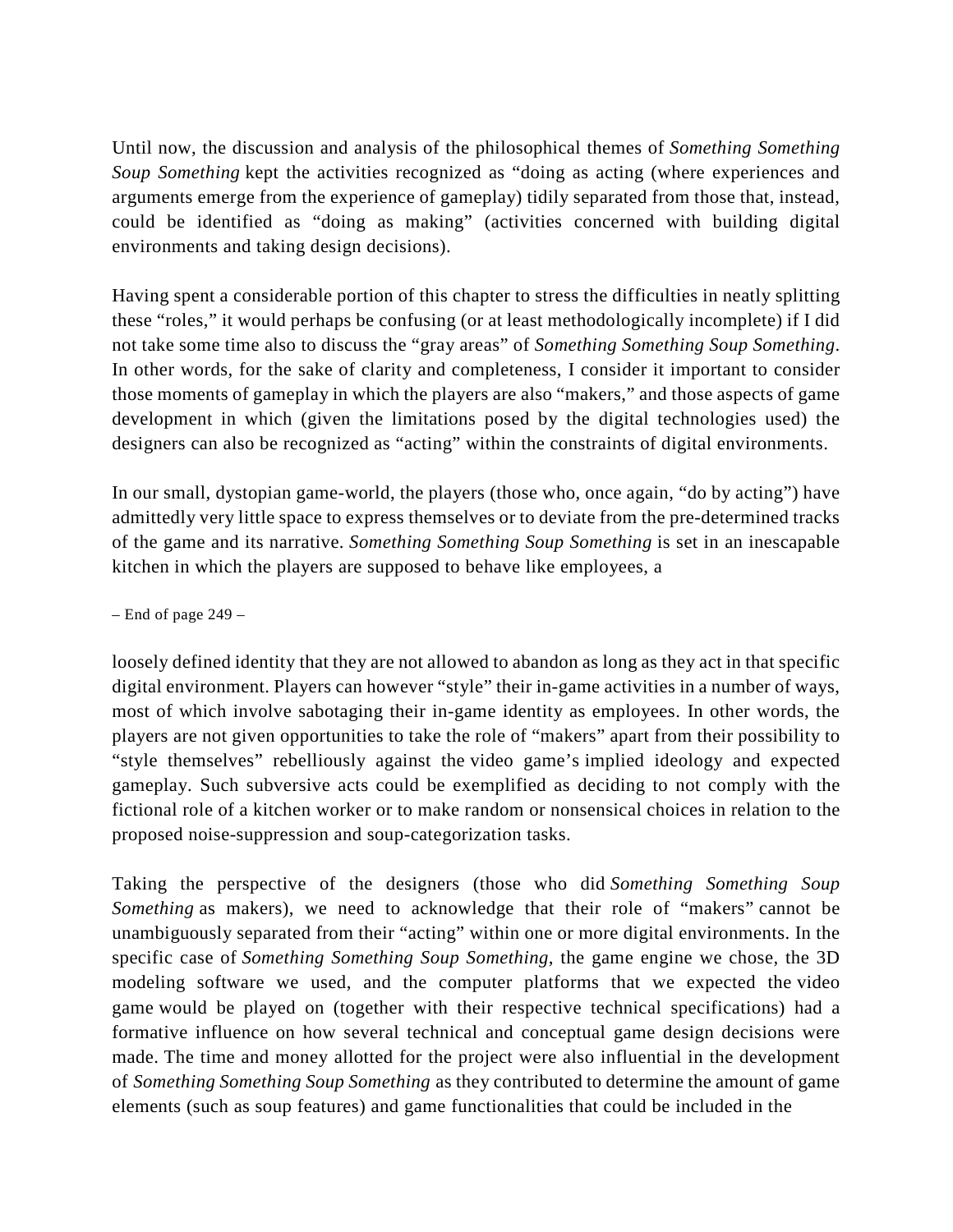Until now, the discussion and analysis of the philosophical themes of *Something Something Soup Something* kept the activities recognized as "doing as acting (where experiences and arguments emerge from the experience of gameplay) tidily separated from those that, instead, could be identified as "doing as making" (activities concerned with building digital environments and taking design decisions).

Having spent a considerable portion of this chapter to stress the difficulties in neatly splitting these "roles," it would perhaps be confusing (or at least methodologically incomplete) if I did not take some time also to discuss the "gray areas" of *Something Something Soup Something*. In other words, for the sake of clarity and completeness, I consider it important to consider those moments of gameplay in which the players are also "makers," and those aspects of game development in which (given the limitations posed by the digital technologies used) the designers can also be recognized as "acting" within the constraints of digital environments.

In our small, dystopian game-world, the players (those who, once again, "do by acting") have admittedly very little space to express themselves or to deviate from the pre-determined tracks of the game and its narrative. *Something Something Soup Something* is set in an inescapable kitchen in which the players are supposed to behave like employees, a

– End of page 249 –

loosely defined identity that they are not allowed to abandon as long as they act in that specific digital environment. Players can however "style" their in-game activities in a number of ways, most of which involve sabotaging their in-game identity as employees. In other words, the players are not given opportunities to take the role of "makers" apart from their possibility to "style themselves" rebelliously against the video game's implied ideology and expected gameplay. Such subversive acts could be exemplified as deciding to not comply with the fictional role of a kitchen worker or to make random or nonsensical choices in relation to the proposed noise-suppression and soup-categorization tasks.

Taking the perspective of the designers (those who did *Something Something Soup Something* as makers), we need to acknowledge that their role of "makers" cannot be unambiguously separated from their "acting" within one or more digital environments. In the specific case of *Something Something Soup Something*, the game engine we chose, the 3D modeling software we used, and the computer platforms that we expected the video game would be played on (together with their respective technical specifications) had a formative influence on how several technical and conceptual game design decisions were made. The time and money allotted for the project were also influential in the development of *Something Something Soup Something* as they contributed to determine the amount of game elements (such as soup features) and game functionalities that could be included in the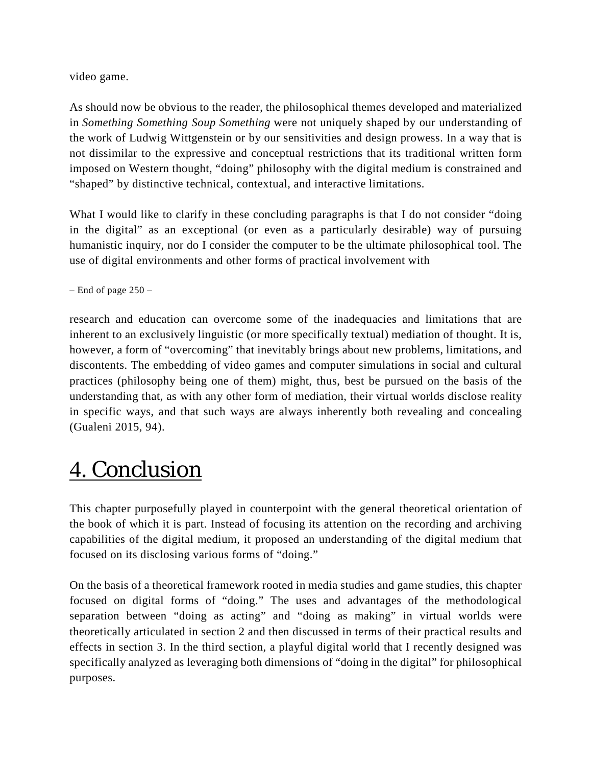video game.

As should now be obvious to the reader, the philosophical themes developed and materialized in *Something Something Soup Something* were not uniquely shaped by our understanding of the work of Ludwig Wittgenstein or by our sensitivities and design prowess. In a way that is not dissimilar to the expressive and conceptual restrictions that its traditional written form imposed on Western thought, "doing" philosophy with the digital medium is constrained and "shaped" by distinctive technical, contextual, and interactive limitations.

What I would like to clarify in these concluding paragraphs is that I do not consider "doing in the digital" as an exceptional (or even as a particularly desirable) way of pursuing humanistic inquiry, nor do I consider the computer to be the ultimate philosophical tool. The use of digital environments and other forms of practical involvement with

– End of page 250 –

research and education can overcome some of the inadequacies and limitations that are inherent to an exclusively linguistic (or more specifically textual) mediation of thought. It is, however, a form of "overcoming" that inevitably brings about new problems, limitations, and discontents. The embedding of video games and computer simulations in social and cultural practices (philosophy being one of them) might, thus, best be pursued on the basis of the understanding that, as with any other form of mediation, their virtual worlds disclose reality in specific ways, and that such ways are always inherently both revealing and concealing (Gualeni 2015, 94).

# 4. Conclusion

This chapter purposefully played in counterpoint with the general theoretical orientation of the book of which it is part. Instead of focusing its attention on the recording and archiving capabilities of the digital medium, it proposed an understanding of the digital medium that focused on its disclosing various forms of "doing."

On the basis of a theoretical framework rooted in media studies and game studies, this chapter focused on digital forms of "doing." The uses and advantages of the methodological separation between "doing as acting" and "doing as making" in virtual worlds were theoretically articulated in section 2 and then discussed in terms of their practical results and effects in section 3. In the third section, a playful digital world that I recently designed was specifically analyzed as leveraging both dimensions of "doing in the digital" for philosophical purposes.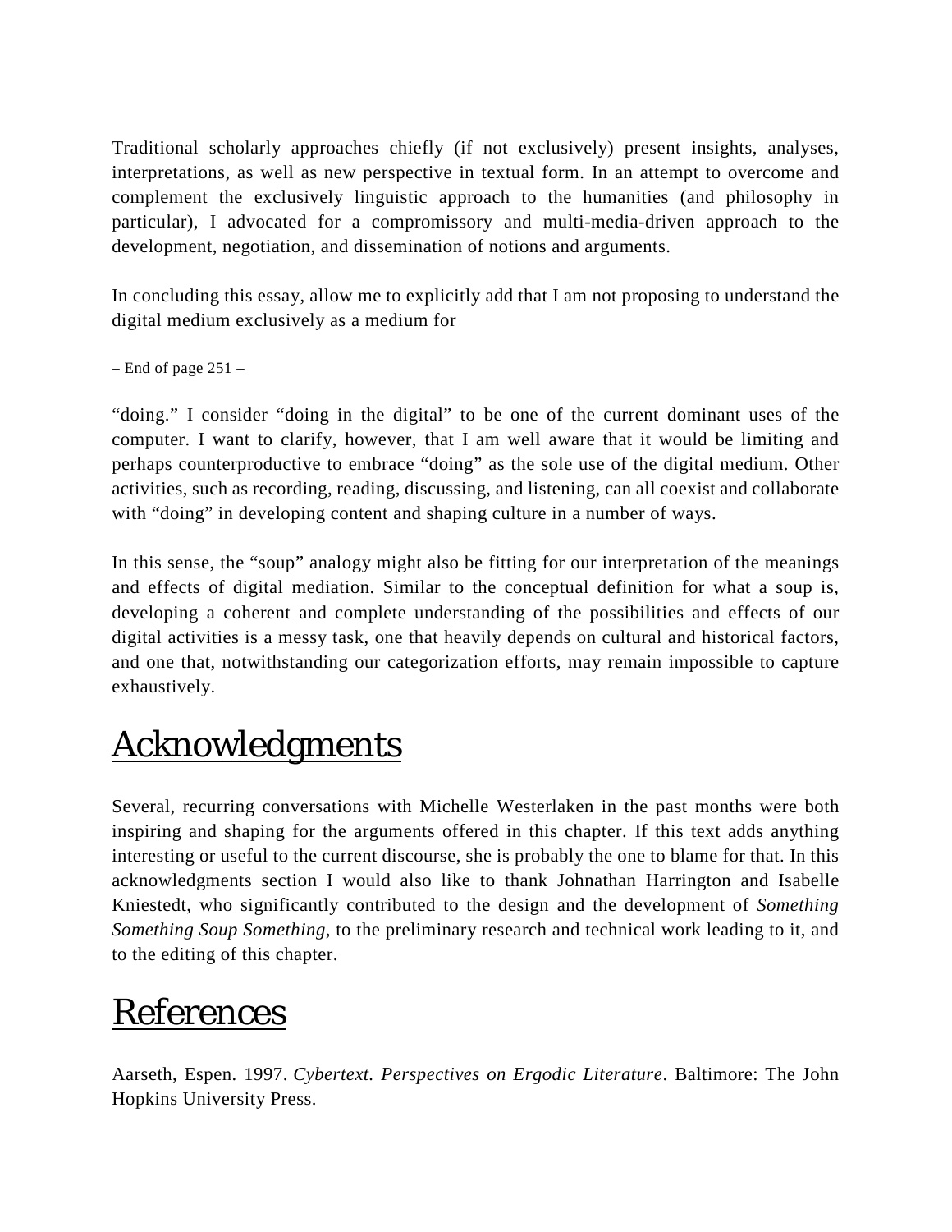Traditional scholarly approaches chiefly (if not exclusively) present insights, analyses, interpretations, as well as new perspective in textual form. In an attempt to overcome and complement the exclusively linguistic approach to the humanities (and philosophy in particular), I advocated for a compromissory and multi-media-driven approach to the development, negotiation, and dissemination of notions and arguments.

In concluding this essay, allow me to explicitly add that I am not proposing to understand the digital medium exclusively as a medium for

– End of page 251 –

"doing." I consider "doing in the digital" to be one of the current dominant uses of the computer. I want to clarify, however, that I am well aware that it would be limiting and perhaps counterproductive to embrace "doing" as the sole use of the digital medium. Other activities, such as recording, reading, discussing, and listening, can all coexist and collaborate with "doing" in developing content and shaping culture in a number of ways.

In this sense, the "soup" analogy might also be fitting for our interpretation of the meanings and effects of digital mediation. Similar to the conceptual definition for what a soup is, developing a coherent and complete understanding of the possibilities and effects of our digital activities is a messy task, one that heavily depends on cultural and historical factors, and one that, notwithstanding our categorization efforts, may remain impossible to capture exhaustively.

# Acknowledgments

Several, recurring conversations with Michelle Westerlaken in the past months were both inspiring and shaping for the arguments offered in this chapter. If this text adds anything interesting or useful to the current discourse, she is probably the one to blame for that. In this acknowledgments section I would also like to thank Johnathan Harrington and Isabelle Kniestedt, who significantly contributed to the design and the development of *Something Something Soup Something*, to the preliminary research and technical work leading to it, and to the editing of this chapter.

# References

Aarseth, Espen. 1997. *Cybertext. Perspectives on Ergodic Literature*. Baltimore: The John Hopkins University Press.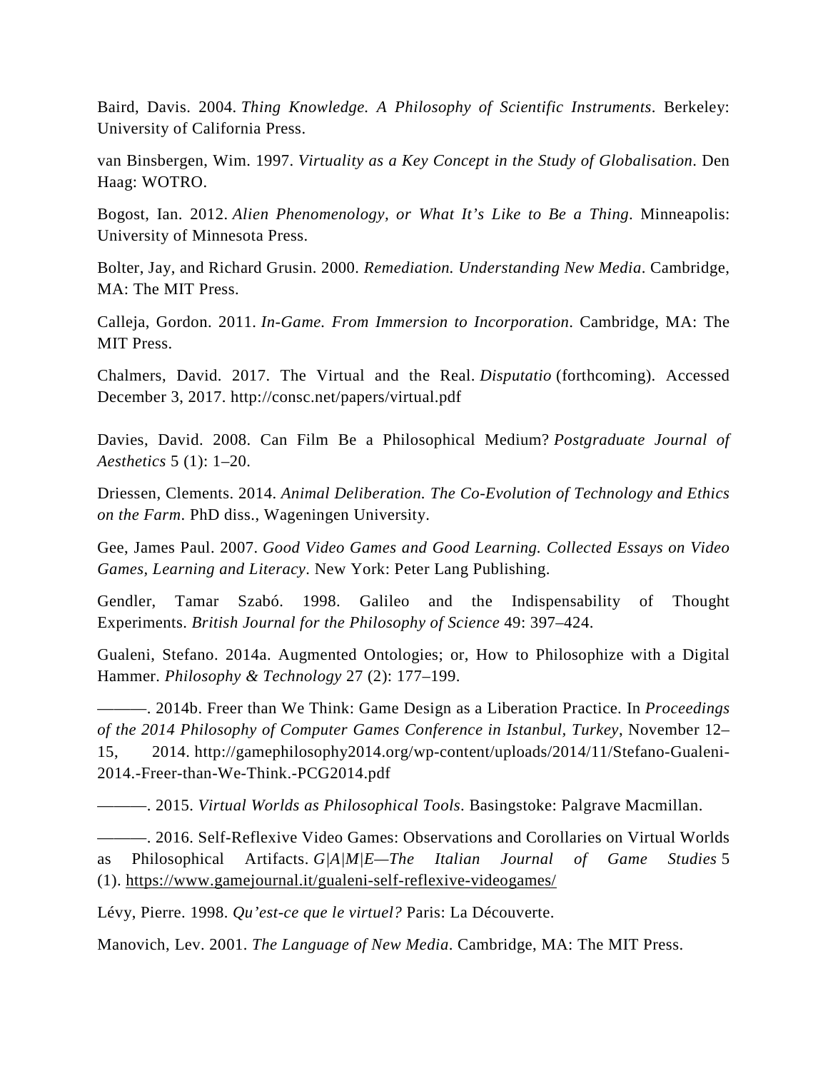Baird, Davis. 2004. *Thing Knowledge. A Philosophy of Scientific Instruments*. Berkeley: University of California Press.

van Binsbergen, Wim. 1997. *Virtuality as a Key Concept in the Study of Globalisation*. Den Haag: WOTRO.

Bogost, Ian. 2012. *Alien Phenomenology, or What It's Like to Be a Thing*. Minneapolis: University of Minnesota Press.

Bolter, Jay, and Richard Grusin. 2000. *Remediation. Understanding New Media*. Cambridge, MA: The MIT Press.

Calleja, Gordon. 2011. *In-Game. From Immersion to Incorporation*. Cambridge, MA: The MIT Press.

Chalmers, David. 2017. The Virtual and the Real. *Disputatio* (forthcoming). Accessed December 3, 2017. http://consc.net/papers/virtual.pdf

Davies, David. 2008. Can Film Be a Philosophical Medium? *Postgraduate Journal of Aesthetics* 5 (1): 1–20.

Driessen, Clements. 2014. *Animal Deliberation. The Co-Evolution of Technology and Ethics on the Farm*. PhD diss., Wageningen University.

Gee, James Paul. 2007. *Good Video Games and Good Learning. Collected Essays on Video Games, Learning and Literacy*. New York: Peter Lang Publishing.

Gendler, Tamar Szabó. 1998. Galileo and the Indispensability of Thought Experiments. *British Journal for the Philosophy of Science* 49: 397–424.

Gualeni, Stefano. 2014a. Augmented Ontologies; or, How to Philosophize with a Digital Hammer. *Philosophy & Technology* 27 (2): 177–199.

———. 2014b. Freer than We Think: Game Design as a Liberation Practice. In *Proceedings of the 2014 Philosophy of Computer Games Conference in Istanbul, Turkey*, November 12–15, 2014. http://gamephilosophy2014.org/wp-content/uploads/2014/11/Stefano-Gualeni-2014.-Freer-than-We-Think.-PCG2014.pdf

———. 2015. *Virtual Worlds as Philosophical Tools*. Basingstoke: Palgrave Macmillan.

———. 2016. Self-Reflexive Video Games: Observations and Corollaries on Virtual Worlds as Philosophical Artifacts. *G|A|M|E—The Italian Journal of Game Studies* 5 (1). https://www.gamejournal.it/gualeni-self-reflexive-videogames/

Lévy, Pierre. 1998. *Qu'est-ce que le virtuel?* Paris: La Découverte.

Manovich, Lev. 2001. *The Language of New Media*. Cambridge, MA: The MIT Press.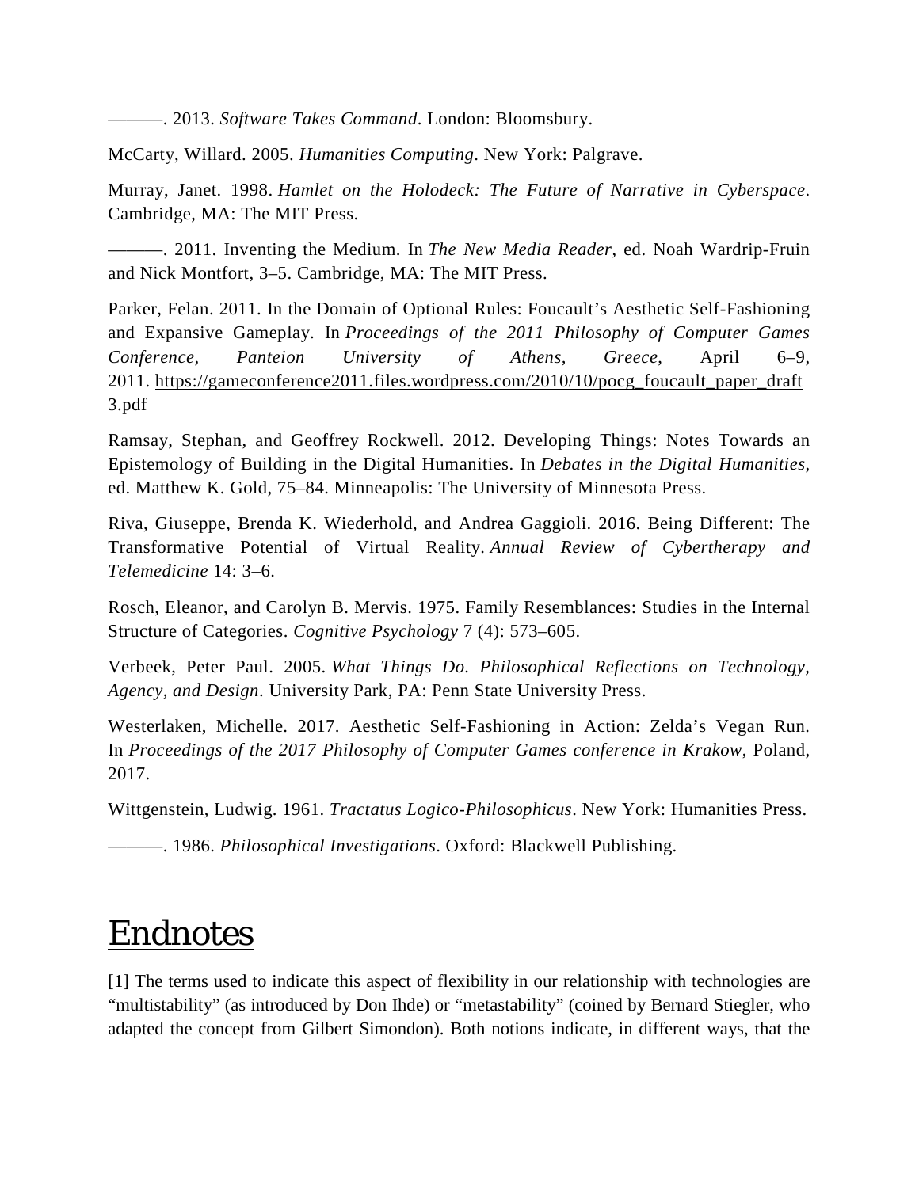———. 2013. *Software Takes Command*. London: Bloomsbury.

McCarty, Willard. 2005. *Humanities Computing*. New York: Palgrave.

Murray, Janet. 1998. *Hamlet on the Holodeck: The Future of Narrative in Cyberspace*. Cambridge, MA: The MIT Press.

———. 2011. Inventing the Medium. In *The New Media Reader*, ed. Noah Wardrip-Fruin and Nick Montfort, 3–5. Cambridge, MA: The MIT Press.

Parker, Felan. 2011. In the Domain of Optional Rules: Foucault's Aesthetic Self-Fashioning and Expansive Gameplay. In *Proceedings of the 2011 Philosophy of Computer Games Conference, Panteion University of Athens, Greece*, April 6–9, 2011. https://gameconference2011.files.wordpress.com/2010/10/pocg_foucault_paper_draft3.pdf

Ramsay, Stephan, and Geoffrey Rockwell. 2012. Developing Things: Notes Towards an Epistemology of Building in the Digital Humanities. In *Debates in the Digital Humanities*, ed. Matthew K. Gold, 75–84. Minneapolis: The University of Minnesota Press.

Riva, Giuseppe, Brenda K. Wiederhold, and Andrea Gaggioli. 2016. Being Different: The Transformative Potential of Virtual Reality. *Annual Review of Cybertherapy and Telemedicine* 14: 3–6.

Rosch, Eleanor, and Carolyn B. Mervis. 1975. Family Resemblances: Studies in the Internal Structure of Categories. *Cognitive Psychology* 7 (4): 573–605.

Verbeek, Peter Paul. 2005. *What Things Do. Philosophical Reflections on Technology, Agency, and Design*. University Park, PA: Penn State University Press.

Westerlaken, Michelle. 2017. Aesthetic Self-Fashioning in Action: Zelda's Vegan Run. In *Proceedings of the 2017 Philosophy of Computer Games conference in Krakow*, Poland, 2017.

Wittgenstein, Ludwig. 1961. *Tractatus Logico-Philosophicus*. New York: Humanities Press.

———. 1986. *Philosophical Investigations*. Oxford: Blackwell Publishing.

# Endnotes

[1] The terms used to indicate this aspect of flexibility in our relationship with technologies are "multistability" (as introduced by Don Ihde) or "metastability" (coined by Bernard Stiegler, who adapted the concept from Gilbert Simondon). Both notions indicate, in different ways, that the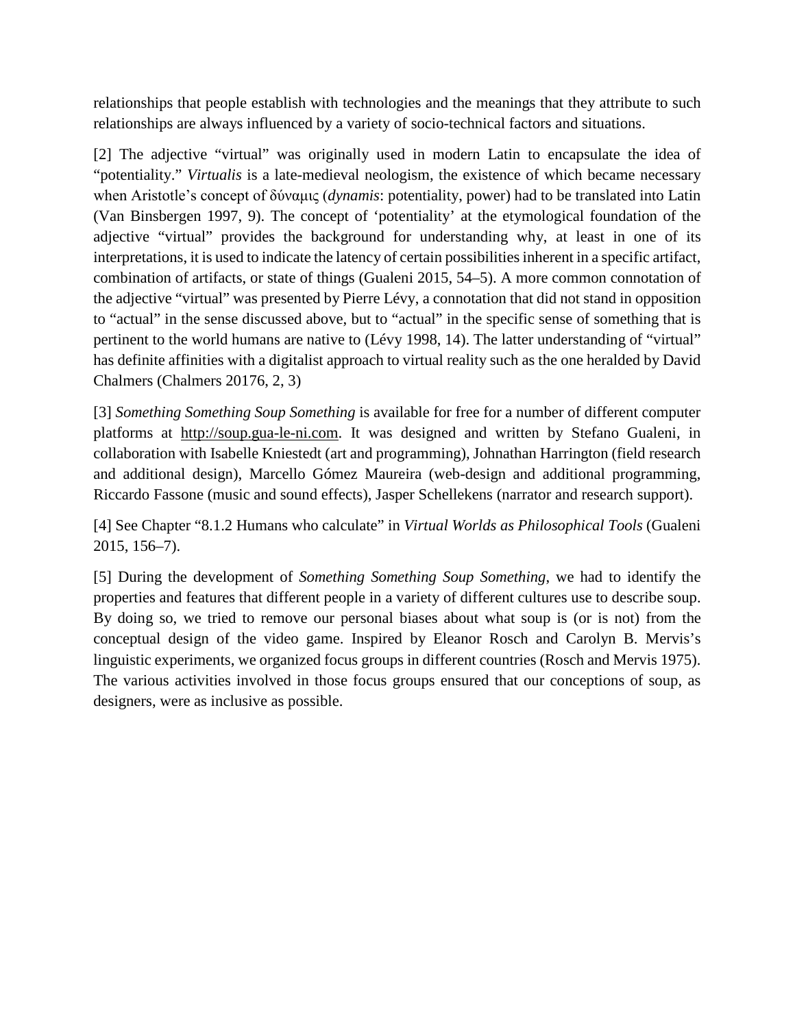relationships that people establish with technologies and the meanings that they attribute to such relationships are always influenced by a variety of socio-technical factors and situations.

[2] The adjective "virtual" was originally used in modern Latin to encapsulate the idea of "potentiality." *Virtualis* is a late-medieval neologism, the existence of which became necessary when Aristotle's concept of δύναμις (*dynamis*: potentiality, power) had to be translated into Latin (Van Binsbergen 1997, 9). The concept of 'potentiality' at the etymological foundation of the adjective "virtual" provides the background for understanding why, at least in one of its interpretations, it is used to indicate the latency of certain possibilities inherent in a specific artifact, combination of artifacts, or state of things (Gualeni 2015, 54–5). A more common connotation of the adjective "virtual" was presented by Pierre Lévy, a connotation that did not stand in opposition to "actual" in the sense discussed above, but to "actual" in the specific sense of something that is pertinent to the world humans are native to (Lévy 1998, 14). The latter understanding of "virtual" has definite affinities with a digitalist approach to virtual reality such as the one heralded by David Chalmers (Chalmers 20176, 2, 3)

[3] *Something Something Soup Something* is available for free for a number of different computer platforms at http://soup.gua-le-ni.com. It was designed and written by Stefano Gualeni, in collaboration with Isabelle Kniestedt (art and programming), Johnathan Harrington (field research and additional design), Marcello Gómez Maureira (web-design and additional programming, Riccardo Fassone (music and sound effects), Jasper Schellekens (narrator and research support).

[4] See Chapter "8.1.2 Humans who calculate" in *Virtual Worlds as Philosophical Tools* (Gualeni 2015, 156–7).

[5] During the development of *Something Something Soup Something*, we had to identify the properties and features that different people in a variety of different cultures use to describe soup. By doing so, we tried to remove our personal biases about what soup is (or is not) from the conceptual design of the video game. Inspired by Eleanor Rosch and Carolyn B. Mervis's linguistic experiments, we organized focus groups in different countries (Rosch and Mervis 1975). The various activities involved in those focus groups ensured that our conceptions of soup, as designers, were as inclusive as possible.